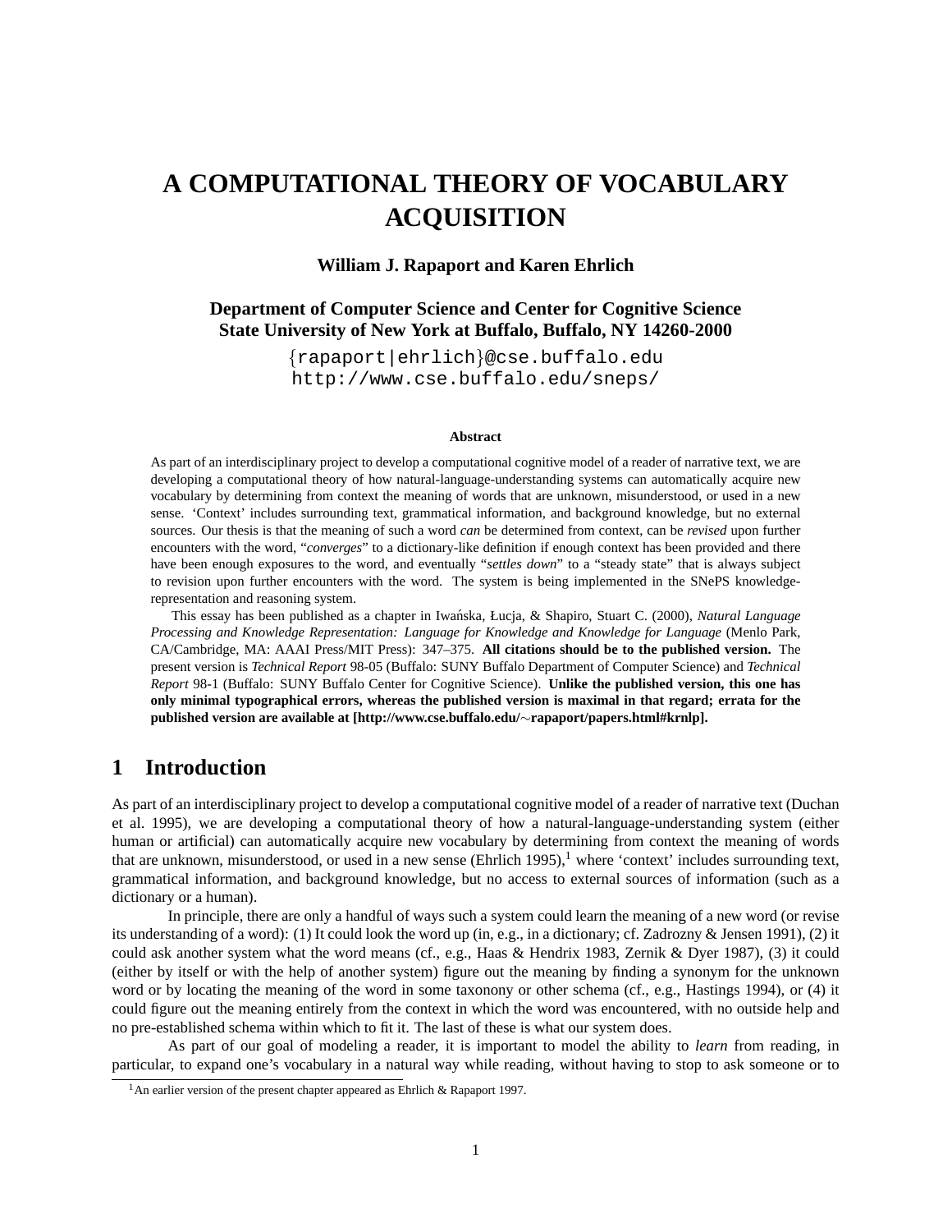# A COMPUTATIONAL THEORY OF VOCABULARY ACQUISITION

**William J. Rapaport and Karen Ehrlich**

**Department of Computer Science and Center for Cognitive Science**
**State University of New York at Buffalo, Buffalo, NY 14260-2000**

{rapaport|ehrlich}@cse.buffalo.edu
http://www.cse.buffalo.edu/sneps/

#### Abstract

As part of an interdisciplinary project to develop a computational cognitive model of a reader of narrative text, we are developing a computational theory of how natural-language-understanding systems can automatically acquire new vocabulary by determining from context the meaning of words that are unknown, misunderstood, or used in a new sense. 'Context' includes surrounding text, grammatical information, and background knowledge, but no external sources. Our thesis is that the meaning of such a word *can* be determined from context, can be *revised* upon further encounters with the word, "*converges*" to a dictionary-like definition if enough context has been provided and there have been enough exposures to the word, and eventually "*settles down*" to a "steady state" that is always subject to revision upon further encounters with the word. The system is being implemented in the SNePS knowledge-representation and reasoning system.

This essay has been published as a chapter in Iwańska, Łucja, & Shapiro, Stuart C. (2000), *Natural Language Processing and Knowledge Representation: Language for Knowledge and Knowledge for Language* (Menlo Park, CA/Cambridge, MA: AAAI Press/MIT Press): 347–375. **All citations should be to the published version.** The present version is *Technical Report* 98-05 (Buffalo: SUNY Buffalo Department of Computer Science) and *Technical Report* 98-1 (Buffalo: SUNY Buffalo Center for Cognitive Science). **Unlike the published version, this one has only minimal typographical errors, whereas the published version is maximal in that regard; errata for the published version are available at [http://www.cse.buffalo.edu/∼rapaport/papers.html#krnlp].**

## 1 Introduction

As part of an interdisciplinary project to develop a computational cognitive model of a reader of narrative text (Duchan et al. 1995), we are developing a computational theory of how a natural-language-understanding system (either human or artificial) can automatically acquire new vocabulary by determining from context the meaning of words that are unknown, misunderstood, or used in a new sense (Ehrlich 1995),[1] where 'context' includes surrounding text, grammatical information, and background knowledge, but no access to external sources of information (such as a dictionary or a human).

In principle, there are only a handful of ways such a system could learn the meaning of a new word (or revise its understanding of a word): (1) It could look the word up (in, e.g., in a dictionary; cf. Zadrozny & Jensen 1991), (2) it could ask another system what the word means (cf., e.g., Haas & Hendrix 1983, Zernik & Dyer 1987), (3) it could (either by itself or with the help of another system) figure out the meaning by finding a synonym for the unknown word or by locating the meaning of the word in some taxonony or other schema (cf., e.g., Hastings 1994), or (4) it could figure out the meaning entirely from the context in which the word was encountered, with no outside help and no pre-established schema within which to fit it. The last of these is what our system does.

As part of our goal of modeling a reader, it is important to model the ability to *learn* from reading, in particular, to expand one's vocabulary in a natural way while reading, without having to stop to ask someone or to

[1] An earlier version of the present chapter appeared as Ehrlich & Rapaport 1997.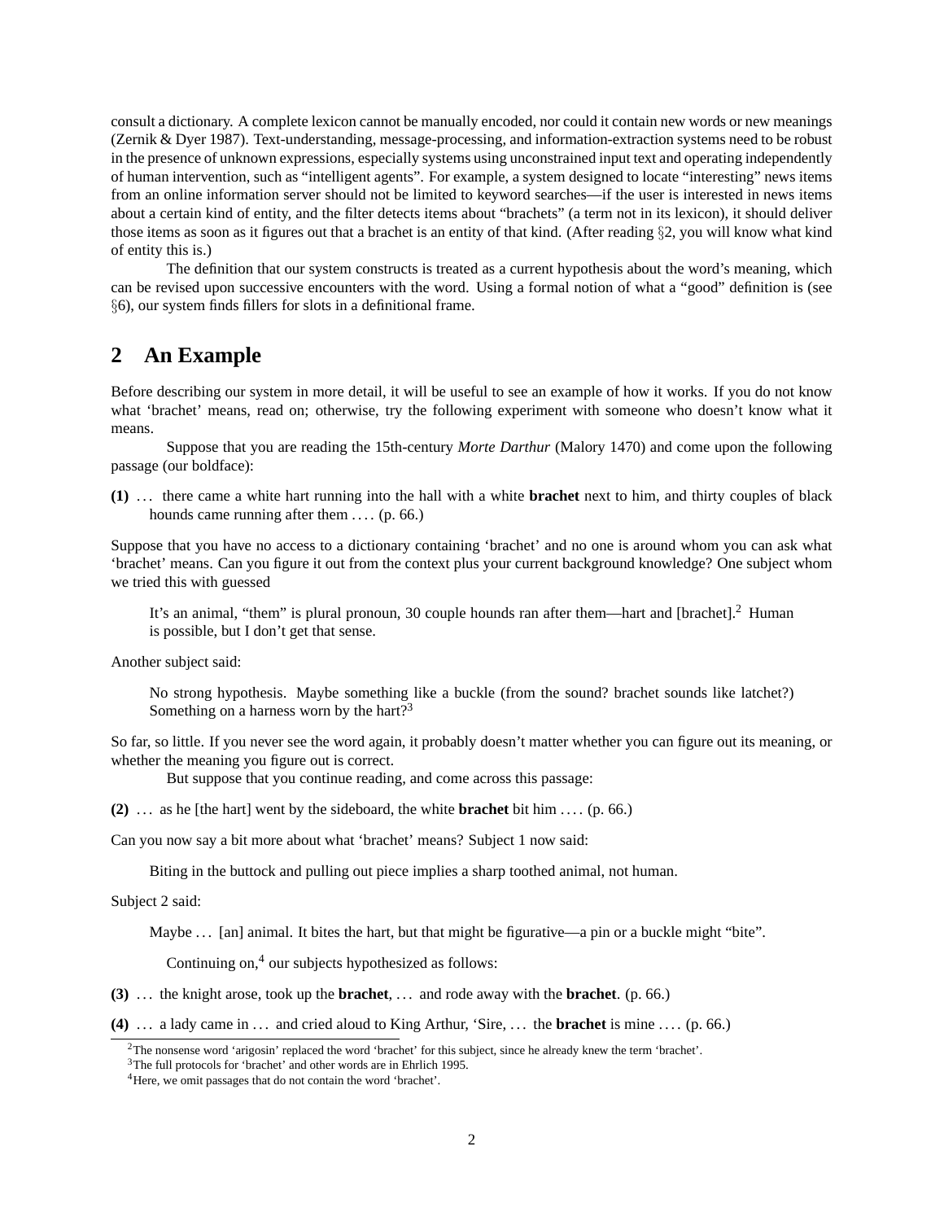consult a dictionary. A complete lexicon cannot be manually encoded, nor could it contain new words or new meanings (Zernik & Dyer 1987). Text-understanding, message-processing, and information-extraction systems need to be robust in the presence of unknown expressions, especially systems using unconstrained input text and operating independently of human intervention, such as "intelligent agents". For example, a system designed to locate "interesting" news items from an online information server should not be limited to keyword searches—if the user is interested in news items about a certain kind of entity, and the filter detects items about "brachets" (a term not in its lexicon), it should deliver those items as soon as it figures out that a brachet is an entity of that kind. (After reading §2, you will know what kind of entity this is.)

The definition that our system constructs is treated as a current hypothesis about the word's meaning, which can be revised upon successive encounters with the word. Using a formal notion of what a "good" definition is (see §6), our system finds fillers for slots in a definitional frame.

## 2 An Example

Before describing our system in more detail, it will be useful to see an example of how it works. If you do not know what 'brachet' means, read on; otherwise, try the following experiment with someone who doesn't know what it means.

Suppose that you are reading the 15th-century *Morte Darthur* (Malory 1470) and come upon the following passage (our boldface):

**(1)** … there came a white hart running into the hall with a white **brachet** next to him, and thirty couples of black hounds came running after them …. (p. 66.)

Suppose that you have no access to a dictionary containing 'brachet' and no one is around whom you can ask what 'brachet' means. Can you figure it out from the context plus your current background knowledge? One subject whom we tried this with guessed

> It's an animal, "them" is plural pronoun, 30 couple hounds ran after them—hart and [brachet].[2] Human is possible, but I don't get that sense.

Another subject said:

> No strong hypothesis. Maybe something like a buckle (from the sound? brachet sounds like latchet?) Something on a harness worn by the hart?[3]

So far, so little. If you never see the word again, it probably doesn't matter whether you can figure out its meaning, or whether the meaning you figure out is correct.

But suppose that you continue reading, and come across this passage:

**(2)** … as he [the hart] went by the sideboard, the white **brachet** bit him …. (p. 66.)

Can you now say a bit more about what 'brachet' means? Subject 1 now said:

> Biting in the buttock and pulling out piece implies a sharp toothed animal, not human.

Subject 2 said:

> Maybe … [an] animal. It bites the hart, but that might be figurative—a pin or a buckle might "bite".

Continuing on,[4] our subjects hypothesized as follows:

**(3)** … the knight arose, took up the **brachet**, … and rode away with the **brachet**. (p. 66.)

**(4)** … a lady came in … and cried aloud to King Arthur, 'Sire, … the **brachet** is mine …. (p. 66.)

---

[2] The nonsense word 'arigosin' replaced the word 'brachet' for this subject, since he already knew the term 'brachet'.

[3] The full protocols for 'brachet' and other words are in Ehrlich 1995.

[4] Here, we omit passages that do not contain the word 'brachet'.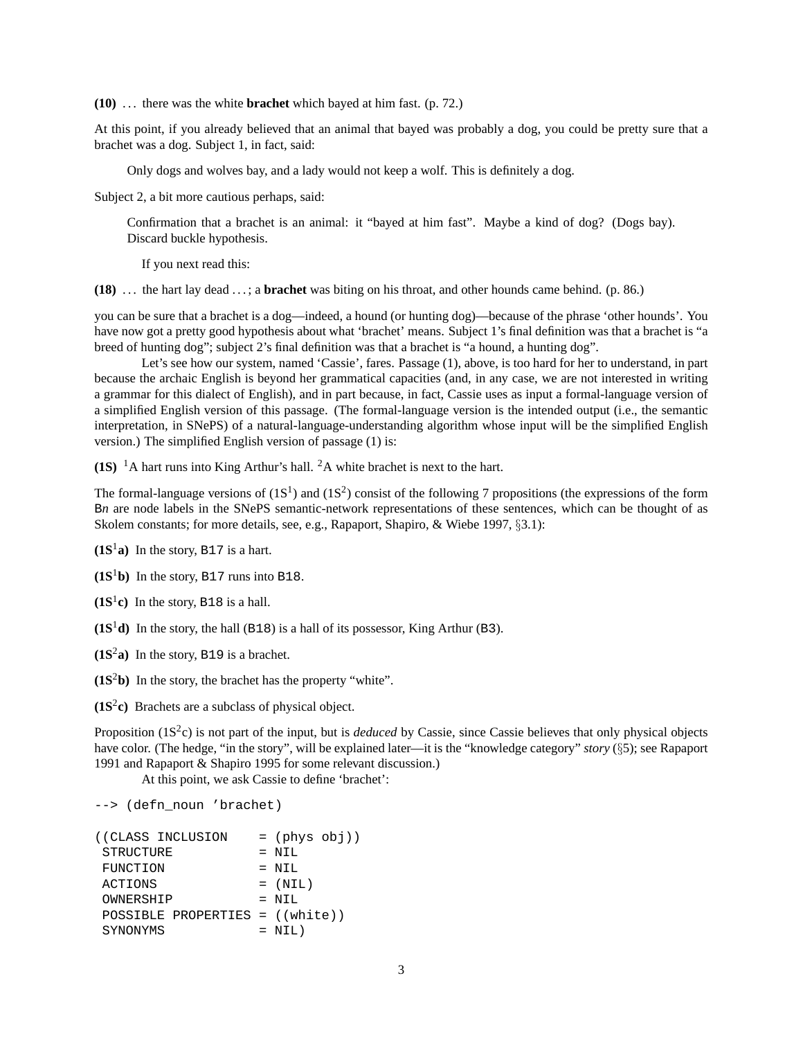**(10)** ... there was the white **brachet** which bayed at him fast. (p. 72.)

At this point, if you already believed that an animal that bayed was probably a dog, you could be pretty sure that a brachet was a dog. Subject 1, in fact, said:

> Only dogs and wolves bay, and a lady would not keep a wolf. This is definitely a dog.

Subject 2, a bit more cautious perhaps, said:

> Confirmation that a brachet is an animal: it "bayed at him fast". Maybe a kind of dog? (Dogs bay). Discard buckle hypothesis.

If you next read this:

**(18)** ... the hart lay dead ... ; a **brachet** was biting on his throat, and other hounds came behind. (p. 86.)

you can be sure that a brachet is a dog—indeed, a hound (or hunting dog)—because of the phrase 'other hounds'. You have now got a pretty good hypothesis about what 'brachet' means. Subject 1's final definition was that a brachet is "a breed of hunting dog"; subject 2's final definition was that a brachet is "a hound, a hunting dog".

Let's see how our system, named 'Cassie', fares. Passage (1), above, is too hard for her to understand, in part because the archaic English is beyond her grammatical capacities (and, in any case, we are not interested in writing a grammar for this dialect of English), and in part because, in fact, Cassie uses as input a formal-language version of a simplified English version of this passage. (The formal-language version is the intended output (i.e., the semantic interpretation, in SNePS) of a natural-language-understanding algorithm whose input will be the simplified English version.) The simplified English version of passage (1) is:

**(1S)** [1]A hart runs into King Arthur's hall. [2]A white brachet is next to the hart.

The formal-language versions of (1S[1]) and (1S[2]) consist of the following 7 propositions (the expressions of the form B*n* are node labels in the SNePS semantic-network representations of these sentences, which can be thought of as Skolem constants; for more details, see, e.g., Rapaport, Shapiro, & Wiebe 1997, §3.1):

**(1S[1]a)** In the story, `B17` is a hart.

**(1S[1]b)** In the story, `B17` runs into `B18`.

**(1S[1]c)** In the story, `B18` is a hall.

**(1S[1]d)** In the story, the hall (`B18`) is a hall of its possessor, King Arthur (`B3`).

**(1S[2]a)** In the story, `B19` is a brachet.

**(1S[2]b)** In the story, the brachet has the property "white".

**(1S[2]c)** Brachets are a subclass of physical object.

Proposition (1S[2]c) is not part of the input, but is *deduced* by Cassie, since Cassie believes that only physical objects have color. (The hedge, "in the story", will be explained later—it is the "knowledge category" *story* (§5); see Rapaport 1991 and Rapaport & Shapiro 1995 for some relevant discussion.)

At this point, we ask Cassie to define 'brachet':

```
--> (defn_noun 'brachet)

((CLASS INCLUSION    = (phys obj))
 STRUCTURE           = NIL
 FUNCTION            = NIL
 ACTIONS             = (NIL)
 OWNERSHIP           = NIL
 POSSIBLE PROPERTIES = ((white))
 SYNONYMS            = NIL)
```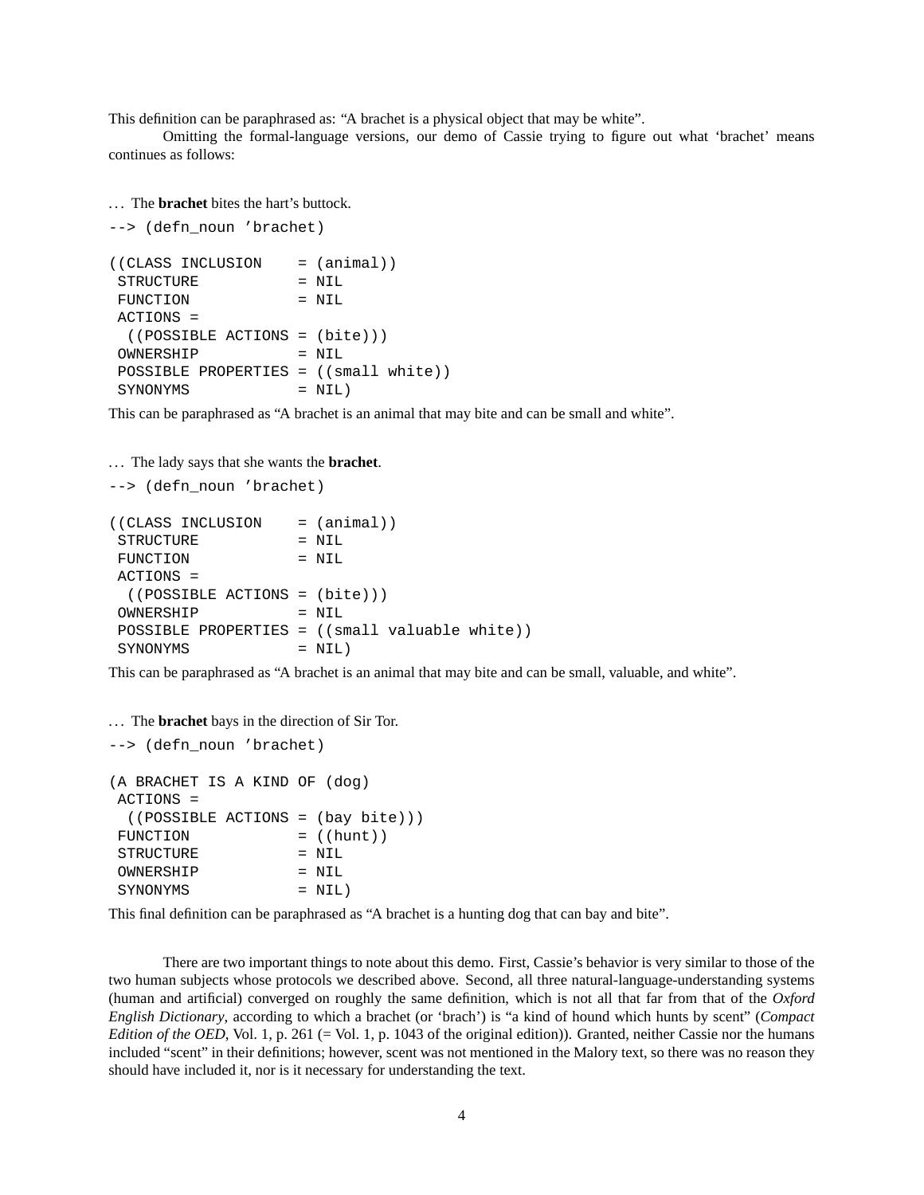This definition can be paraphrased as: “A brachet is a physical object that may be white”.

Omitting the formal-language versions, our demo of Cassie trying to figure out what ‘brachet’ means continues as follows:

... The **brachet** bites the hart’s buttock.

```
--> (defn_noun 'brachet)

((CLASS INCLUSION    = (animal))
 STRUCTURE           = NIL
 FUNCTION            = NIL
 ACTIONS =
  ((POSSIBLE ACTIONS = (bite)))
 OWNERSHIP           = NIL
 POSSIBLE PROPERTIES = ((small white))
 SYNONYMS            = NIL)
```

This can be paraphrased as “A brachet is an animal that may bite and can be small and white”.

... The lady says that she wants the **brachet**.

```
--> (defn_noun 'brachet)

((CLASS INCLUSION    = (animal))
 STRUCTURE           = NIL
 FUNCTION            = NIL
 ACTIONS =
  ((POSSIBLE ACTIONS = (bite)))
 OWNERSHIP           = NIL
 POSSIBLE PROPERTIES = ((small valuable white))
 SYNONYMS            = NIL)
```

This can be paraphrased as “A brachet is an animal that may bite and can be small, valuable, and white”.

... The **brachet** bays in the direction of Sir Tor.

```
--> (defn_noun 'brachet)

(A BRACHET IS A KIND OF (dog)
 ACTIONS =
  ((POSSIBLE ACTIONS = (bay bite)))
 FUNCTION            = ((hunt))
 STRUCTURE           = NIL
 OWNERSHIP           = NIL
 SYNONYMS            = NIL)
```

This final definition can be paraphrased as “A brachet is a hunting dog that can bay and bite”.

There are two important things to note about this demo. First, Cassie’s behavior is very similar to those of the two human subjects whose protocols we described above. Second, all three natural-language-understanding systems (human and artificial) converged on roughly the same definition, which is not all that far from that of the *Oxford English Dictionary*, according to which a brachet (or ‘brach’) is “a kind of hound which hunts by scent” (*Compact Edition of the OED*, Vol. 1, p. 261 (= Vol. 1, p. 1043 of the original edition)). Granted, neither Cassie nor the humans included “scent” in their definitions; however, scent was not mentioned in the Malory text, so there was no reason they should have included it, nor is it necessary for understanding the text.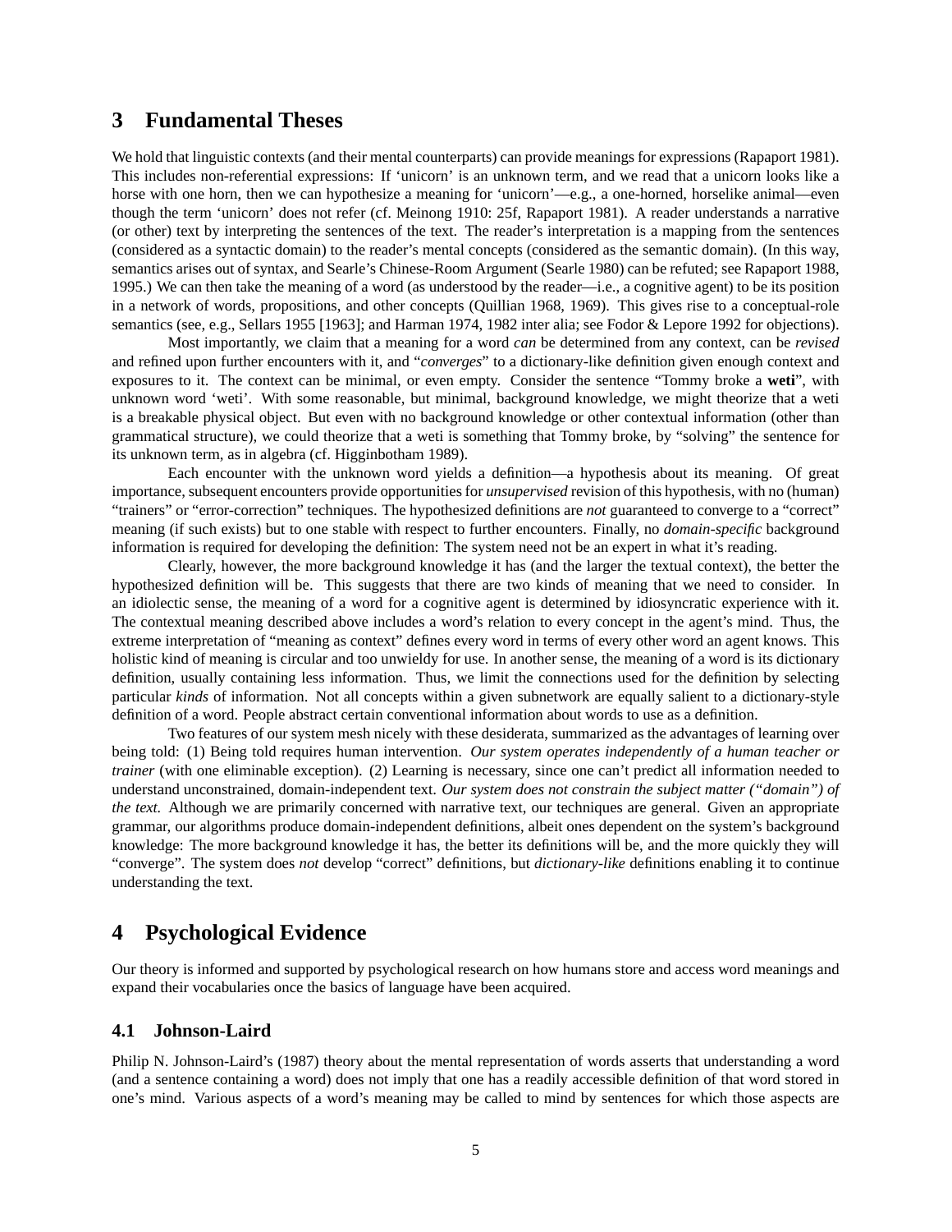## 3 Fundamental Theses

We hold that linguistic contexts (and their mental counterparts) can provide meanings for expressions (Rapaport 1981). This includes non-referential expressions: If 'unicorn' is an unknown term, and we read that a unicorn looks like a horse with one horn, then we can hypothesize a meaning for 'unicorn'—e.g., a one-horned, horselike animal—even though the term 'unicorn' does not refer (cf. Meinong 1910: 25f, Rapaport 1981). A reader understands a narrative (or other) text by interpreting the sentences of the text. The reader's interpretation is a mapping from the sentences (considered as a syntactic domain) to the reader's mental concepts (considered as the semantic domain). (In this way, semantics arises out of syntax, and Searle's Chinese-Room Argument (Searle 1980) can be refuted; see Rapaport 1988, 1995.) We can then take the meaning of a word (as understood by the reader—i.e., a cognitive agent) to be its position in a network of words, propositions, and other concepts (Quillian 1968, 1969). This gives rise to a conceptual-role semantics (see, e.g., Sellars 1955 [1963]; and Harman 1974, 1982 inter alia; see Fodor & Lepore 1992 for objections).

Most importantly, we claim that a meaning for a word *can* be determined from any context, can be *revised* and refined upon further encounters with it, and "*converges*" to a dictionary-like definition given enough context and exposures to it. The context can be minimal, or even empty. Consider the sentence "Tommy broke a **weti**", with unknown word 'weti'. With some reasonable, but minimal, background knowledge, we might theorize that a weti is a breakable physical object. But even with no background knowledge or other contextual information (other than grammatical structure), we could theorize that a weti is something that Tommy broke, by "solving" the sentence for its unknown term, as in algebra (cf. Higginbotham 1989).

Each encounter with the unknown word yields a definition—a hypothesis about its meaning. Of great importance, subsequent encounters provide opportunities for *unsupervised* revision of this hypothesis, with no (human) "trainers" or "error-correction" techniques. The hypothesized definitions are *not* guaranteed to converge to a "correct" meaning (if such exists) but to one stable with respect to further encounters. Finally, no *domain-specific* background information is required for developing the definition: The system need not be an expert in what it's reading.

Clearly, however, the more background knowledge it has (and the larger the textual context), the better the hypothesized definition will be. This suggests that there are two kinds of meaning that we need to consider. In an idiolectic sense, the meaning of a word for a cognitive agent is determined by idiosyncratic experience with it. The contextual meaning described above includes a word's relation to every concept in the agent's mind. Thus, the extreme interpretation of "meaning as context" defines every word in terms of every other word an agent knows. This holistic kind of meaning is circular and too unwieldy for use. In another sense, the meaning of a word is its dictionary definition, usually containing less information. Thus, we limit the connections used for the definition by selecting particular *kinds* of information. Not all concepts within a given subnetwork are equally salient to a dictionary-style definition of a word. People abstract certain conventional information about words to use as a definition.

Two features of our system mesh nicely with these desiderata, summarized as the advantages of learning over being told: (1) Being told requires human intervention. *Our system operates independently of a human teacher or trainer* (with one eliminable exception). (2) Learning is necessary, since one can't predict all information needed to understand unconstrained, domain-independent text. *Our system does not constrain the subject matter ("domain") of the text.* Although we are primarily concerned with narrative text, our techniques are general. Given an appropriate grammar, our algorithms produce domain-independent definitions, albeit ones dependent on the system's background knowledge: The more background knowledge it has, the better its definitions will be, and the more quickly they will "converge". The system does *not* develop "correct" definitions, but *dictionary-like* definitions enabling it to continue understanding the text.

## 4 Psychological Evidence

Our theory is informed and supported by psychological research on how humans store and access word meanings and expand their vocabularies once the basics of language have been acquired.

### 4.1 Johnson-Laird

Philip N. Johnson-Laird's (1987) theory about the mental representation of words asserts that understanding a word (and a sentence containing a word) does not imply that one has a readily accessible definition of that word stored in one's mind. Various aspects of a word's meaning may be called to mind by sentences for which those aspects are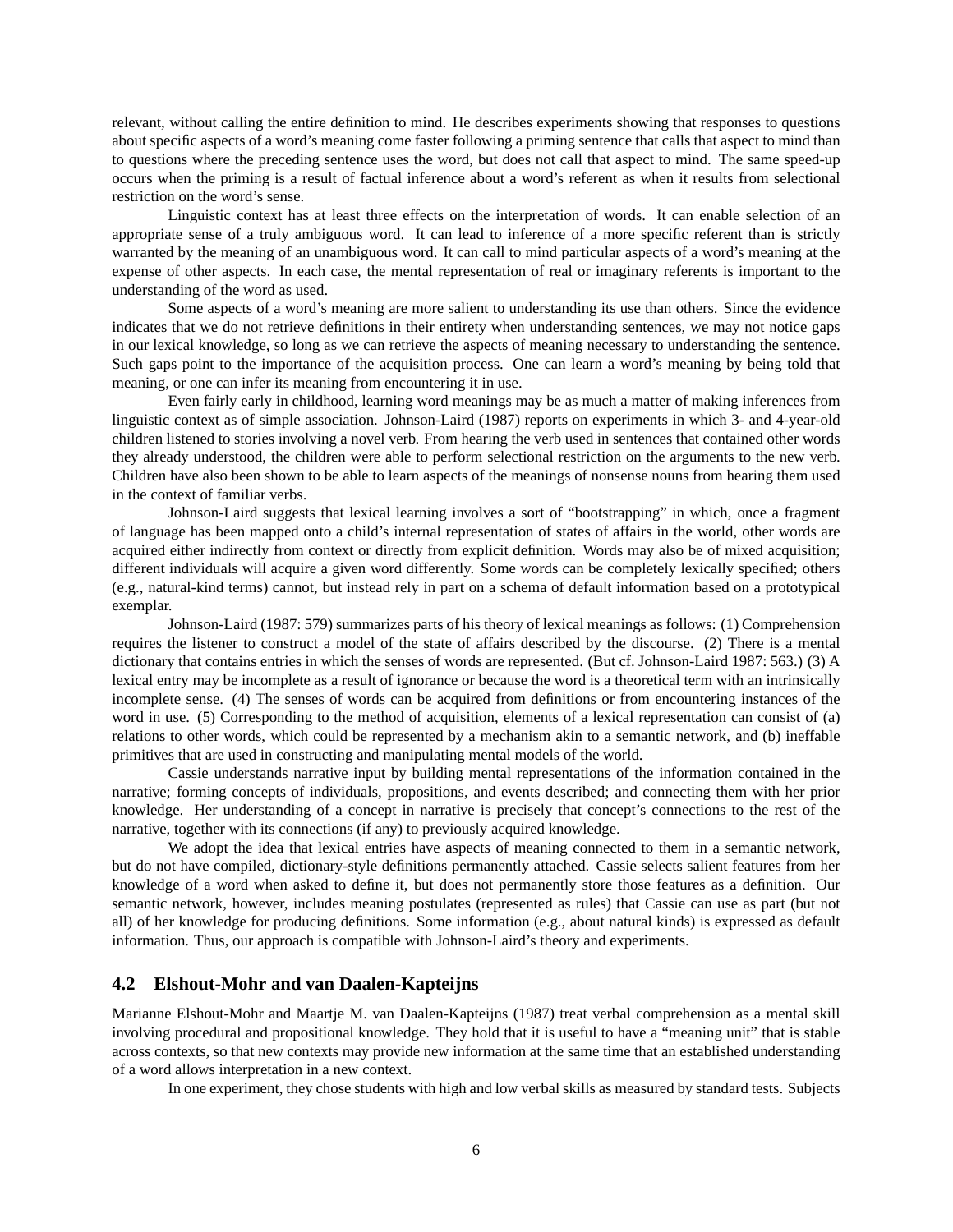relevant, without calling the entire definition to mind. He describes experiments showing that responses to questions about specific aspects of a word's meaning come faster following a priming sentence that calls that aspect to mind than to questions where the preceding sentence uses the word, but does not call that aspect to mind. The same speed-up occurs when the priming is a result of factual inference about a word's referent as when it results from selectional restriction on the word's sense.

Linguistic context has at least three effects on the interpretation of words. It can enable selection of an appropriate sense of a truly ambiguous word. It can lead to inference of a more specific referent than is strictly warranted by the meaning of an unambiguous word. It can call to mind particular aspects of a word's meaning at the expense of other aspects. In each case, the mental representation of real or imaginary referents is important to the understanding of the word as used.

Some aspects of a word's meaning are more salient to understanding its use than others. Since the evidence indicates that we do not retrieve definitions in their entirety when understanding sentences, we may not notice gaps in our lexical knowledge, so long as we can retrieve the aspects of meaning necessary to understanding the sentence. Such gaps point to the importance of the acquisition process. One can learn a word's meaning by being told that meaning, or one can infer its meaning from encountering it in use.

Even fairly early in childhood, learning word meanings may be as much a matter of making inferences from linguistic context as of simple association. Johnson-Laird (1987) reports on experiments in which 3- and 4-year-old children listened to stories involving a novel verb. From hearing the verb used in sentences that contained other words they already understood, the children were able to perform selectional restriction on the arguments to the new verb. Children have also been shown to be able to learn aspects of the meanings of nonsense nouns from hearing them used in the context of familiar verbs.

Johnson-Laird suggests that lexical learning involves a sort of "bootstrapping" in which, once a fragment of language has been mapped onto a child's internal representation of states of affairs in the world, other words are acquired either indirectly from context or directly from explicit definition. Words may also be of mixed acquisition; different individuals will acquire a given word differently. Some words can be completely lexically specified; others (e.g., natural-kind terms) cannot, but instead rely in part on a schema of default information based on a prototypical exemplar.

Johnson-Laird (1987: 579) summarizes parts of his theory of lexical meanings as follows: (1) Comprehension requires the listener to construct a model of the state of affairs described by the discourse. (2) There is a mental dictionary that contains entries in which the senses of words are represented. (But cf. Johnson-Laird 1987: 563.) (3) A lexical entry may be incomplete as a result of ignorance or because the word is a theoretical term with an intrinsically incomplete sense. (4) The senses of words can be acquired from definitions or from encountering instances of the word in use. (5) Corresponding to the method of acquisition, elements of a lexical representation can consist of (a) relations to other words, which could be represented by a mechanism akin to a semantic network, and (b) ineffable primitives that are used in constructing and manipulating mental models of the world.

Cassie understands narrative input by building mental representations of the information contained in the narrative; forming concepts of individuals, propositions, and events described; and connecting them with her prior knowledge. Her understanding of a concept in narrative is precisely that concept's connections to the rest of the narrative, together with its connections (if any) to previously acquired knowledge.

We adopt the idea that lexical entries have aspects of meaning connected to them in a semantic network, but do not have compiled, dictionary-style definitions permanently attached. Cassie selects salient features from her knowledge of a word when asked to define it, but does not permanently store those features as a definition. Our semantic network, however, includes meaning postulates (represented as rules) that Cassie can use as part (but not all) of her knowledge for producing definitions. Some information (e.g., about natural kinds) is expressed as default information. Thus, our approach is compatible with Johnson-Laird's theory and experiments.

## 4.2 Elshout-Mohr and van Daalen-Kapteijns

Marianne Elshout-Mohr and Maartje M. van Daalen-Kapteijns (1987) treat verbal comprehension as a mental skill involving procedural and propositional knowledge. They hold that it is useful to have a "meaning unit" that is stable across contexts, so that new contexts may provide new information at the same time that an established understanding of a word allows interpretation in a new context.

In one experiment, they chose students with high and low verbal skills as measured by standard tests. Subjects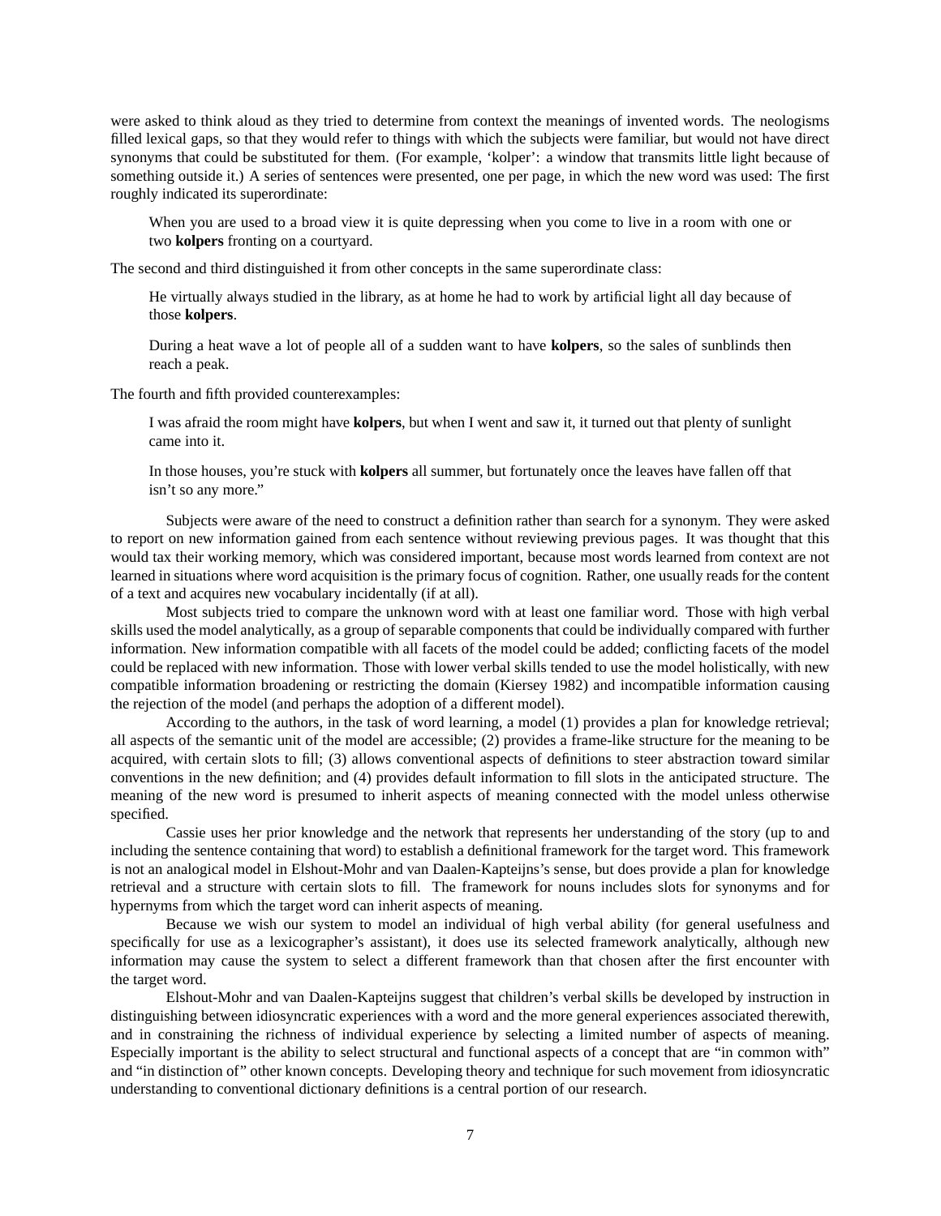were asked to think aloud as they tried to determine from context the meanings of invented words. The neologisms filled lexical gaps, so that they would refer to things with which the subjects were familiar, but would not have direct synonyms that could be substituted for them. (For example, 'kolper': a window that transmits little light because of something outside it.) A series of sentences were presented, one per page, in which the new word was used: The first roughly indicated its superordinate:

> When you are used to a broad view it is quite depressing when you come to live in a room with one or two **kolpers** fronting on a courtyard.

The second and third distinguished it from other concepts in the same superordinate class:

> He virtually always studied in the library, as at home he had to work by artificial light all day because of those **kolpers**.

> During a heat wave a lot of people all of a sudden want to have **kolpers**, so the sales of sunblinds then reach a peak.

The fourth and fifth provided counterexamples:

> I was afraid the room might have **kolpers**, but when I went and saw it, it turned out that plenty of sunlight came into it.

> In those houses, you're stuck with **kolpers** all summer, but fortunately once the leaves have fallen off that isn't so any more."

Subjects were aware of the need to construct a definition rather than search for a synonym. They were asked to report on new information gained from each sentence without reviewing previous pages. It was thought that this would tax their working memory, which was considered important, because most words learned from context are not learned in situations where word acquisition is the primary focus of cognition. Rather, one usually reads for the content of a text and acquires new vocabulary incidentally (if at all).

Most subjects tried to compare the unknown word with at least one familiar word. Those with high verbal skills used the model analytically, as a group of separable components that could be individually compared with further information. New information compatible with all facets of the model could be added; conflicting facets of the model could be replaced with new information. Those with lower verbal skills tended to use the model holistically, with new compatible information broadening or restricting the domain (Kiersey 1982) and incompatible information causing the rejection of the model (and perhaps the adoption of a different model).

According to the authors, in the task of word learning, a model (1) provides a plan for knowledge retrieval; all aspects of the semantic unit of the model are accessible; (2) provides a frame-like structure for the meaning to be acquired, with certain slots to fill; (3) allows conventional aspects of definitions to steer abstraction toward similar conventions in the new definition; and (4) provides default information to fill slots in the anticipated structure. The meaning of the new word is presumed to inherit aspects of meaning connected with the model unless otherwise specified.

Cassie uses her prior knowledge and the network that represents her understanding of the story (up to and including the sentence containing that word) to establish a definitional framework for the target word. This framework is not an analogical model in Elshout-Mohr and van Daalen-Kapteijns's sense, but does provide a plan for knowledge retrieval and a structure with certain slots to fill. The framework for nouns includes slots for synonyms and for hypernyms from which the target word can inherit aspects of meaning.

Because we wish our system to model an individual of high verbal ability (for general usefulness and specifically for use as a lexicographer's assistant), it does use its selected framework analytically, although new information may cause the system to select a different framework than that chosen after the first encounter with the target word.

Elshout-Mohr and van Daalen-Kapteijns suggest that children's verbal skills be developed by instruction in distinguishing between idiosyncratic experiences with a word and the more general experiences associated therewith, and in constraining the richness of individual experience by selecting a limited number of aspects of meaning. Especially important is the ability to select structural and functional aspects of a concept that are "in common with" and "in distinction of" other known concepts. Developing theory and technique for such movement from idiosyncratic understanding to conventional dictionary definitions is a central portion of our research.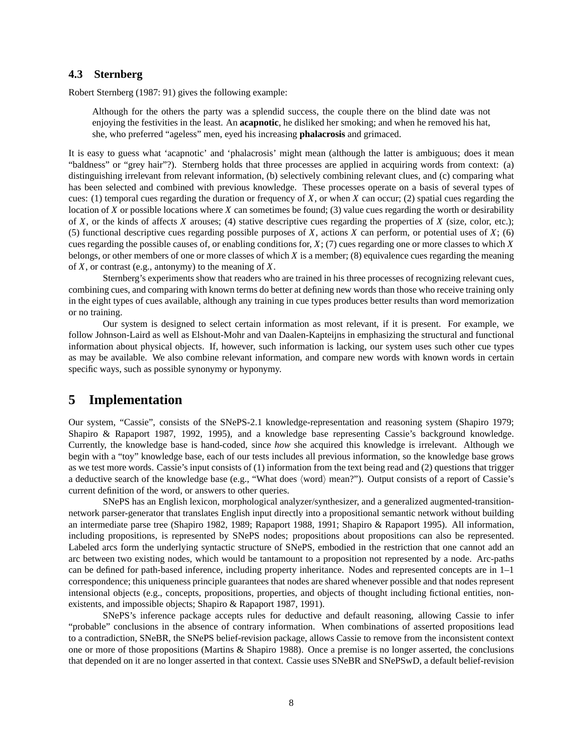### 4.3 Sternberg

Robert Sternberg (1987: 91) gives the following example:

> Although for the others the party was a splendid success, the couple there on the blind date was not enjoying the festivities in the least. An **acapnotic**, he disliked her smoking; and when he removed his hat, she, who preferred "ageless" men, eyed his increasing **phalacrosis** and grimaced.

It is easy to guess what 'acapnotic' and 'phalacrosis' might mean (although the latter is ambiguous; does it mean "baldness" or "grey hair"?). Sternberg holds that three processes are applied in acquiring words from context: (a) distinguishing irrelevant from relevant information, (b) selectively combining relevant clues, and (c) comparing what has been selected and combined with previous knowledge. These processes operate on a basis of several types of cues: (1) temporal cues regarding the duration or frequency of $X$, or when $X$ can occur; (2) spatial cues regarding the location of $X$ or possible locations where $X$ can sometimes be found; (3) value cues regarding the worth or desirability of $X$, or the kinds of affects $X$ arouses; (4) stative descriptive cues regarding the properties of $X$ (size, color, etc.); (5) functional descriptive cues regarding possible purposes of $X$, actions $X$ can perform, or potential uses of $X$; (6) cues regarding the possible causes of, or enabling conditions for, $X$; (7) cues regarding one or more classes to which $X$ belongs, or other members of one or more classes of which $X$ is a member; (8) equivalence cues regarding the meaning of $X$, or contrast (e.g., antonymy) to the meaning of $X$.

Sternberg's experiments show that readers who are trained in his three processes of recognizing relevant cues, combining cues, and comparing with known terms do better at defining new words than those who receive training only in the eight types of cues available, although any training in cue types produces better results than word memorization or no training.

Our system is designed to select certain information as most relevant, if it is present. For example, we follow Johnson-Laird as well as Elshout-Mohr and van Daalen-Kapteijns in emphasizing the structural and functional information about physical objects. If, however, such information is lacking, our system uses such other cue types as may be available. We also combine relevant information, and compare new words with known words in certain specific ways, such as possible synonymy or hyponymy.

## 5 Implementation

Our system, "Cassie", consists of the SNePS-2.1 knowledge-representation and reasoning system (Shapiro 1979; Shapiro & Rapaport 1987, 1992, 1995), and a knowledge base representing Cassie's background knowledge. Currently, the knowledge base is hand-coded, since *how* she acquired this knowledge is irrelevant. Although we begin with a "toy" knowledge base, each of our tests includes all previous information, so the knowledge base grows as we test more words. Cassie's input consists of (1) information from the text being read and (2) questions that trigger a deductive search of the knowledge base (e.g., "What does ⟨word⟩ mean?"). Output consists of a report of Cassie's current definition of the word, or answers to other queries.

SNePS has an English lexicon, morphological analyzer/synthesizer, and a generalized augmented-transition-network parser-generator that translates English input directly into a propositional semantic network without building an intermediate parse tree (Shapiro 1982, 1989; Rapaport 1988, 1991; Shapiro & Rapaport 1995). All information, including propositions, is represented by SNePS nodes; propositions about propositions can also be represented. Labeled arcs form the underlying syntactic structure of SNePS, embodied in the restriction that one cannot add an arc between two existing nodes, which would be tantamount to a proposition not represented by a node. Arc-paths can be defined for path-based inference, including property inheritance. Nodes and represented concepts are in 1–1 correspondence; this uniqueness principle guarantees that nodes are shared whenever possible and that nodes represent intensional objects (e.g., concepts, propositions, properties, and objects of thought including fictional entities, non-existents, and impossible objects; Shapiro & Rapaport 1987, 1991).

SNePS's inference package accepts rules for deductive and default reasoning, allowing Cassie to infer "probable" conclusions in the absence of contrary information. When combinations of asserted propositions lead to a contradiction, SNeBR, the SNePS belief-revision package, allows Cassie to remove from the inconsistent context one or more of those propositions (Martins & Shapiro 1988). Once a premise is no longer asserted, the conclusions that depended on it are no longer asserted in that context. Cassie uses SNeBR and SNePSwD, a default belief-revision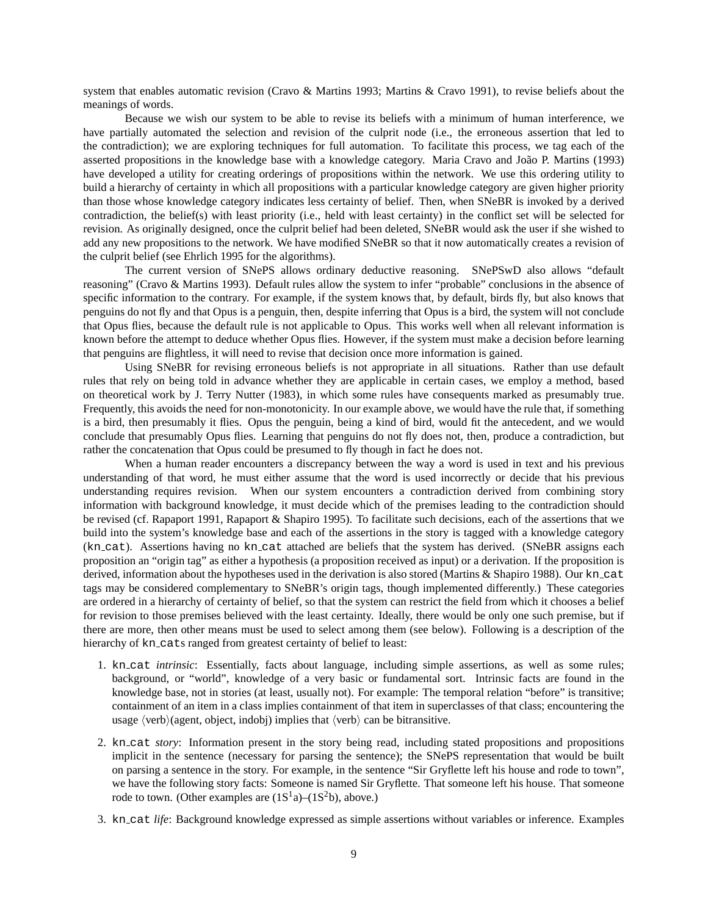system that enables automatic revision (Cravo & Martins 1993; Martins & Cravo 1991), to revise beliefs about the meanings of words.

Because we wish our system to be able to revise its beliefs with a minimum of human interference, we have partially automated the selection and revision of the culprit node (i.e., the erroneous assertion that led to the contradiction); we are exploring techniques for full automation. To facilitate this process, we tag each of the asserted propositions in the knowledge base with a knowledge category. Maria Cravo and João P. Martins (1993) have developed a utility for creating orderings of propositions within the network. We use this ordering utility to build a hierarchy of certainty in which all propositions with a particular knowledge category are given higher priority than those whose knowledge category indicates less certainty of belief. Then, when SNeBR is invoked by a derived contradiction, the belief(s) with least priority (i.e., held with least certainty) in the conflict set will be selected for revision. As originally designed, once the culprit belief had been deleted, SNeBR would ask the user if she wished to add any new propositions to the network. We have modified SNeBR so that it now automatically creates a revision of the culprit belief (see Ehrlich 1995 for the algorithms).

The current version of SNePS allows ordinary deductive reasoning. SNePSwD also allows "default reasoning" (Cravo & Martins 1993). Default rules allow the system to infer "probable" conclusions in the absence of specific information to the contrary. For example, if the system knows that, by default, birds fly, but also knows that penguins do not fly and that Opus is a penguin, then, despite inferring that Opus is a bird, the system will not conclude that Opus flies, because the default rule is not applicable to Opus. This works well when all relevant information is known before the attempt to deduce whether Opus flies. However, if the system must make a decision before learning that penguins are flightless, it will need to revise that decision once more information is gained.

Using SNeBR for revising erroneous beliefs is not appropriate in all situations. Rather than use default rules that rely on being told in advance whether they are applicable in certain cases, we employ a method, based on theoretical work by J. Terry Nutter (1983), in which some rules have consequents marked as presumably true. Frequently, this avoids the need for non-monotonicity. In our example above, we would have the rule that, if something is a bird, then presumably it flies. Opus the penguin, being a kind of bird, would fit the antecedent, and we would conclude that presumably Opus flies. Learning that penguins do not fly does not, then, produce a contradiction, but rather the concatenation that Opus could be presumed to fly though in fact he does not.

When a human reader encounters a discrepancy between the way a word is used in text and his previous understanding of that word, he must either assume that the word is used incorrectly or decide that his previous understanding requires revision. When our system encounters a contradiction derived from combining story information with background knowledge, it must decide which of the premises leading to the contradiction should be revised (cf. Rapaport 1991, Rapaport & Shapiro 1995). To facilitate such decisions, each of the assertions that we build into the system's knowledge base and each of the assertions in the story is tagged with a knowledge category (`kn_cat`). Assertions having no `kn_cat` attached are beliefs that the system has derived. (SNeBR assigns each proposition an "origin tag" as either a hypothesis (a proposition received as input) or a derivation. If the proposition is derived, information about the hypotheses used in the derivation is also stored (Martins & Shapiro 1988). Our `kn_cat` tags may be considered complementary to SNeBR's origin tags, though implemented differently.) These categories are ordered in a hierarchy of certainty of belief, so that the system can restrict the field from which it chooses a belief for revision to those premises believed with the least certainty. Ideally, there would be only one such premise, but if there are more, then other means must be used to select among them (see below). Following is a description of the hierarchy of `kn_cat`s ranged from greatest certainty of belief to least:

1. `kn_cat` *intrinsic*: Essentially, facts about language, including simple assertions, as well as some rules; background, or "world", knowledge of a very basic or fundamental sort. Intrinsic facts are found in the knowledge base, not in stories (at least, usually not). For example: The temporal relation "before" is transitive; containment of an item in a class implies containment of that item in superclasses of that class; encountering the usage ⟨verb⟩(agent, object, indobj) implies that ⟨verb⟩ can be bitransitive.

2. `kn_cat` *story*: Information present in the story being read, including stated propositions and propositions implicit in the sentence (necessary for parsing the sentence); the SNePS representation that would be built on parsing a sentence in the story. For example, in the sentence "Sir Gryflette left his house and rode to town", we have the following story facts: Someone is named Sir Gryflette. That someone left his house. That someone rode to town. (Other examples are ($1S^1$a)–($1S^2$b), above.)

3. `kn_cat` *life*: Background knowledge expressed as simple assertions without variables or inference. Examples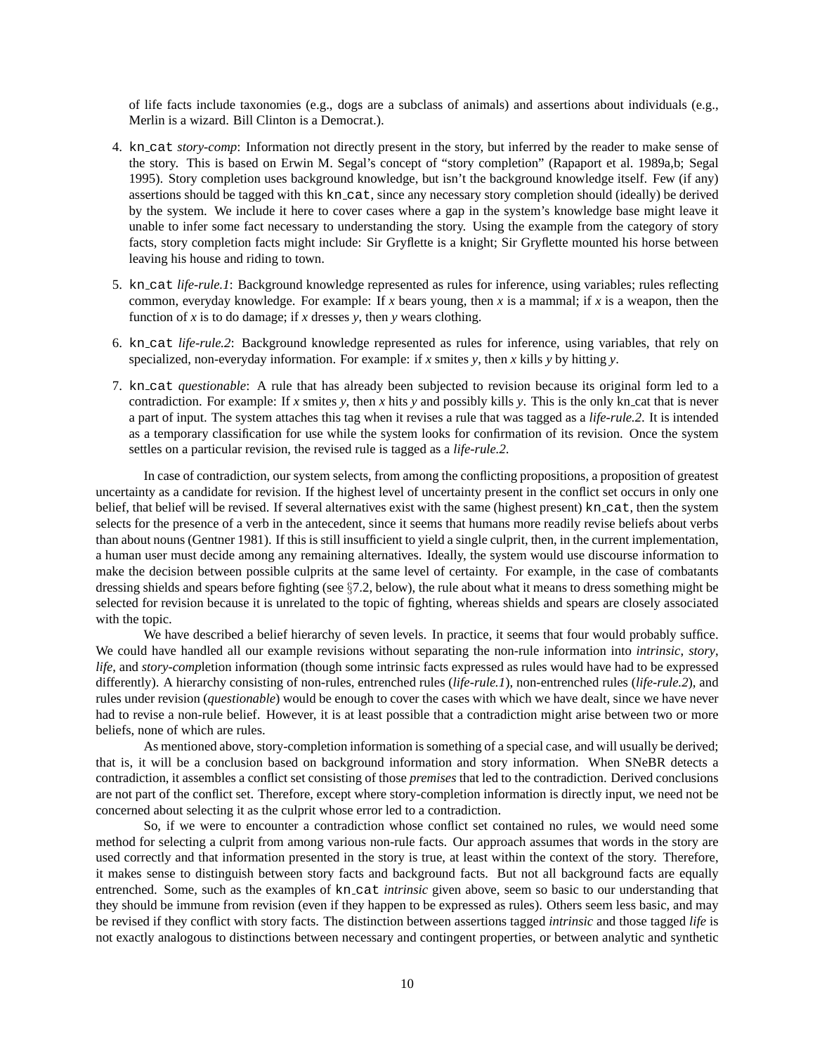of life facts include taxonomies (e.g., dogs are a subclass of animals) and assertions about individuals (e.g., Merlin is a wizard. Bill Clinton is a Democrat.).

4. `kn_cat` *story-comp*: Information not directly present in the story, but inferred by the reader to make sense of the story. This is based on Erwin M. Segal's concept of "story completion" (Rapaport et al. 1989a,b; Segal 1995). Story completion uses background knowledge, but isn't the background knowledge itself. Few (if any) assertions should be tagged with this `kn_cat`, since any necessary story completion should (ideally) be derived by the system. We include it here to cover cases where a gap in the system's knowledge base might leave it unable to infer some fact necessary to understanding the story. Using the example from the category of story facts, story completion facts might include: Sir Gryflette is a knight; Sir Gryflette mounted his horse between leaving his house and riding to town.

5. `kn_cat` *life-rule.1*: Background knowledge represented as rules for inference, using variables; rules reflecting common, everyday knowledge. For example: If *x* bears young, then *x* is a mammal; if *x* is a weapon, then the function of *x* is to do damage; if *x* dresses *y*, then *y* wears clothing.

6. `kn_cat` *life-rule.2*: Background knowledge represented as rules for inference, using variables, that rely on specialized, non-everyday information. For example: if *x* smites *y*, then *x* kills *y* by hitting *y*.

7. `kn_cat` *questionable*: A rule that has already been subjected to revision because its original form led to a contradiction. For example: If *x* smites *y*, then *x* hits *y* and possibly kills *y*. This is the only kn_cat that is never a part of input. The system attaches this tag when it revises a rule that was tagged as a *life-rule.2*. It is intended as a temporary classification for use while the system looks for confirmation of its revision. Once the system settles on a particular revision, the revised rule is tagged as a *life-rule.2*.

In case of contradiction, our system selects, from among the conflicting propositions, a proposition of greatest uncertainty as a candidate for revision. If the highest level of uncertainty present in the conflict set occurs in only one belief, that belief will be revised. If several alternatives exist with the same (highest present) `kn_cat`, then the system selects for the presence of a verb in the antecedent, since it seems that humans more readily revise beliefs about verbs than about nouns (Gentner 1981). If this is still insufficient to yield a single culprit, then, in the current implementation, a human user must decide among any remaining alternatives. Ideally, the system would use discourse information to make the decision between possible culprits at the same level of certainty. For example, in the case of combatants dressing shields and spears before fighting (see §7.2, below), the rule about what it means to dress something might be selected for revision because it is unrelated to the topic of fighting, whereas shields and spears are closely associated with the topic.

We have described a belief hierarchy of seven levels. In practice, it seems that four would probably suffice. We could have handled all our example revisions without separating the non-rule information into *intrinsic*, *story*, *life*, and *story-comp*letion information (though some intrinsic facts expressed as rules would have had to be expressed differently). A hierarchy consisting of non-rules, entrenched rules (*life-rule.1*), non-entrenched rules (*life-rule.2*), and rules under revision (*questionable*) would be enough to cover the cases with which we have dealt, since we have never had to revise a non-rule belief. However, it is at least possible that a contradiction might arise between two or more beliefs, none of which are rules.

As mentioned above, story-completion information is something of a special case, and will usually be derived; that is, it will be a conclusion based on background information and story information. When SNeBR detects a contradiction, it assembles a conflict set consisting of those *premises* that led to the contradiction. Derived conclusions are not part of the conflict set. Therefore, except where story-completion information is directly input, we need not be concerned about selecting it as the culprit whose error led to a contradiction.

So, if we were to encounter a contradiction whose conflict set contained no rules, we would need some method for selecting a culprit from among various non-rule facts. Our approach assumes that words in the story are used correctly and that information presented in the story is true, at least within the context of the story. Therefore, it makes sense to distinguish between story facts and background facts. But not all background facts are equally entrenched. Some, such as the examples of `kn_cat` *intrinsic* given above, seem so basic to our understanding that they should be immune from revision (even if they happen to be expressed as rules). Others seem less basic, and may be revised if they conflict with story facts. The distinction between assertions tagged *intrinsic* and those tagged *life* is not exactly analogous to distinctions between necessary and contingent properties, or between analytic and synthetic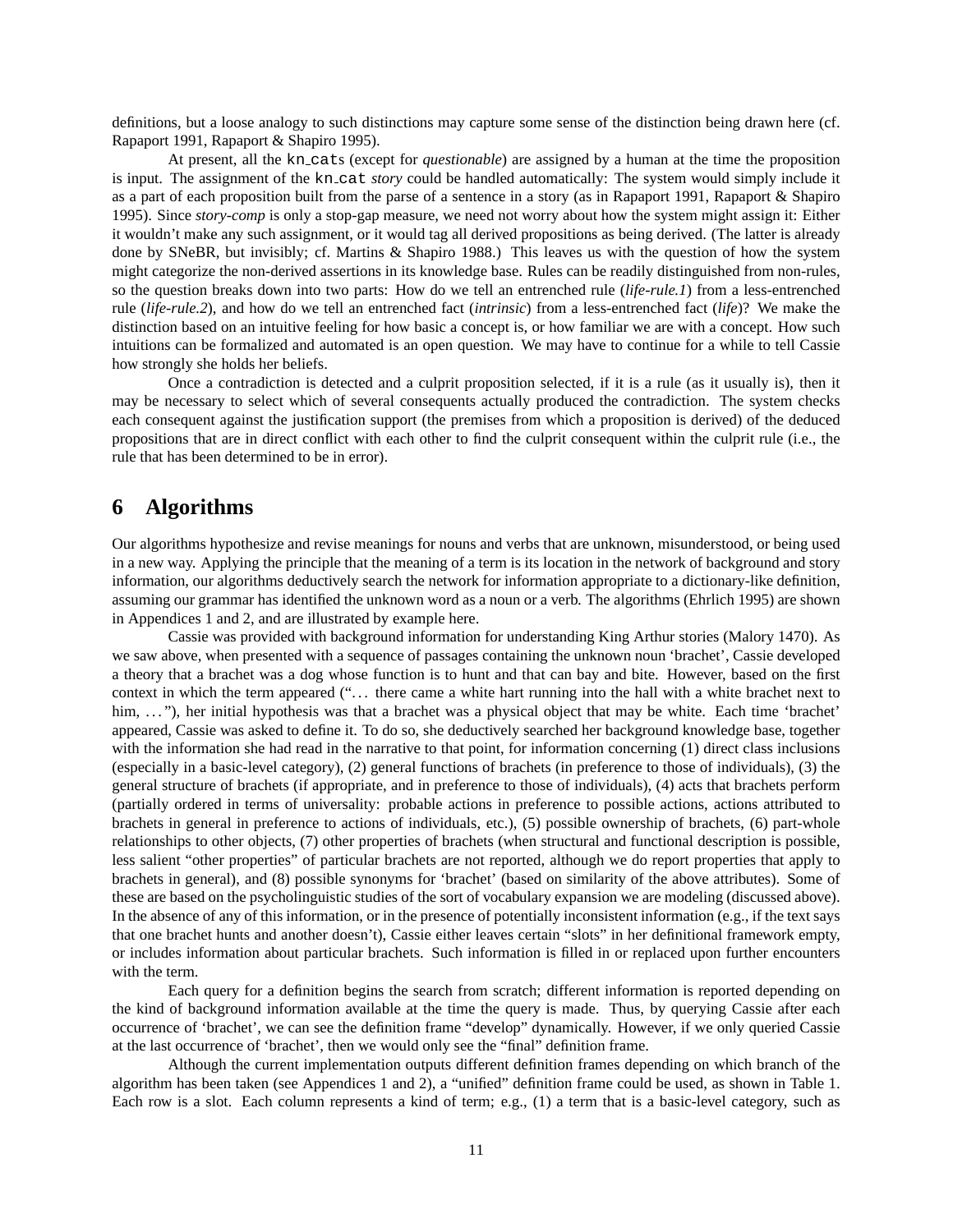definitions, but a loose analogy to such distinctions may capture some sense of the distinction being drawn here (cf. Rapaport 1991, Rapaport & Shapiro 1995).

At present, all the `kn_cat`s (except for *questionable*) are assigned by a human at the time the proposition is input. The assignment of the `kn_cat` *story* could be handled automatically: The system would simply include it as a part of each proposition built from the parse of a sentence in a story (as in Rapaport 1991, Rapaport & Shapiro 1995). Since *story-comp* is only a stop-gap measure, we need not worry about how the system might assign it: Either it wouldn't make any such assignment, or it would tag all derived propositions as being derived. (The latter is already done by SNeBR, but invisibly; cf. Martins & Shapiro 1988.) This leaves us with the question of how the system might categorize the non-derived assertions in its knowledge base. Rules can be readily distinguished from non-rules, so the question breaks down into two parts: How do we tell an entrenched rule (*life-rule.1*) from a less-entrenched rule (*life-rule.2*), and how do we tell an entrenched fact (*intrinsic*) from a less-entrenched fact (*life*)? We make the distinction based on an intuitive feeling for how basic a concept is, or how familiar we are with a concept. How such intuitions can be formalized and automated is an open question. We may have to continue for a while to tell Cassie how strongly she holds her beliefs.

Once a contradiction is detected and a culprit proposition selected, if it is a rule (as it usually is), then it may be necessary to select which of several consequents actually produced the contradiction. The system checks each consequent against the justification support (the premises from which a proposition is derived) of the deduced propositions that are in direct conflict with each other to find the culprit consequent within the culprit rule (i.e., the rule that has been determined to be in error).

# 6 Algorithms

Our algorithms hypothesize and revise meanings for nouns and verbs that are unknown, misunderstood, or being used in a new way. Applying the principle that the meaning of a term is its location in the network of background and story information, our algorithms deductively search the network for information appropriate to a dictionary-like definition, assuming our grammar has identified the unknown word as a noun or a verb. The algorithms (Ehrlich 1995) are shown in Appendices 1 and 2, and are illustrated by example here.

Cassie was provided with background information for understanding King Arthur stories (Malory 1470). As we saw above, when presented with a sequence of passages containing the unknown noun 'brachet', Cassie developed a theory that a brachet was a dog whose function is to hunt and that can bay and bite. However, based on the first context in which the term appeared ("... there came a white hart running into the hall with a white brachet next to him, ..."), her initial hypothesis was that a brachet was a physical object that may be white. Each time 'brachet' appeared, Cassie was asked to define it. To do so, she deductively searched her background knowledge base, together with the information she had read in the narrative to that point, for information concerning (1) direct class inclusions (especially in a basic-level category), (2) general functions of brachets (in preference to those of individuals), (3) the general structure of brachets (if appropriate, and in preference to those of individuals), (4) acts that brachets perform (partially ordered in terms of universality: probable actions in preference to possible actions, actions attributed to brachets in general in preference to actions of individuals, etc.), (5) possible ownership of brachets, (6) part-whole relationships to other objects, (7) other properties of brachets (when structural and functional description is possible, less salient "other properties" of particular brachets are not reported, although we do report properties that apply to brachets in general), and (8) possible synonyms for 'brachet' (based on similarity of the above attributes). Some of these are based on the psycholinguistic studies of the sort of vocabulary expansion we are modeling (discussed above). In the absence of any of this information, or in the presence of potentially inconsistent information (e.g., if the text says that one brachet hunts and another doesn't), Cassie either leaves certain "slots" in her definitional framework empty, or includes information about particular brachets. Such information is filled in or replaced upon further encounters with the term.

Each query for a definition begins the search from scratch; different information is reported depending on the kind of background information available at the time the query is made. Thus, by querying Cassie after each occurrence of 'brachet', we can see the definition frame "develop" dynamically. However, if we only queried Cassie at the last occurrence of 'brachet', then we would only see the "final" definition frame.

Although the current implementation outputs different definition frames depending on which branch of the algorithm has been taken (see Appendices 1 and 2), a "unified" definition frame could be used, as shown in Table 1. Each row is a slot. Each column represents a kind of term; e.g., (1) a term that is a basic-level category, such as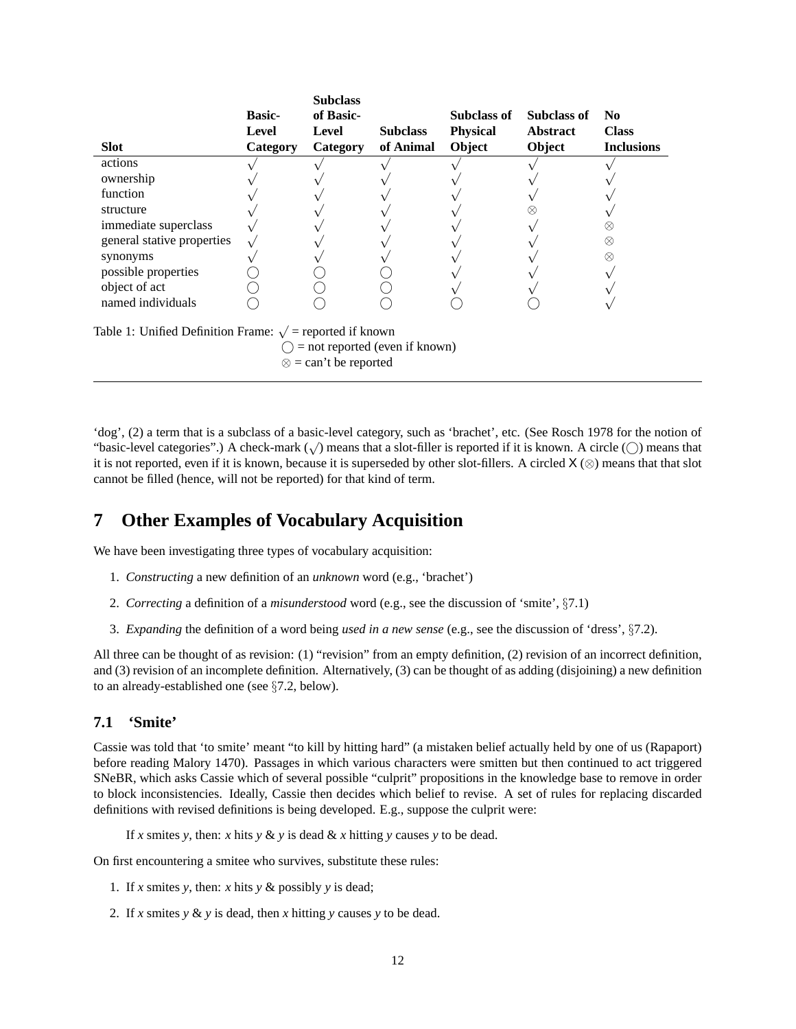| Slot | Basic-Level Category | Subclass of Basic-Level Category | Subclass of Animal | Subclass of Physical Object | Subclass of Abstract Object | No Class Inclusions |
|---|---|---|---|---|---|---|
| actions | √ | √ | √ | √ | √ | √ |
| ownership | √ | √ | √ | √ | √ | √ |
| function | √ | √ | √ | √ | √ | √ |
| structure | √ | √ | √ | √ | ⊗ | √ |
| immediate superclass | √ | √ | √ | √ | √ | ⊗ |
| general stative properties | √ | √ | √ | √ | √ | ⊗ |
| synonyms | √ | √ | √ | √ | √ | ⊗ |
| possible properties | ◯ | ◯ | ◯ | √ | √ | √ |
| object of act | ◯ | ◯ | ◯ | √ | √ | √ |
| named individuals | ◯ | ◯ | ◯ | ◯ | ◯ | √ |

Table 1: Unified Definition Frame: √ = reported if known
◯ = not reported (even if known)
⊗ = can't be reported

'dog', (2) a term that is a subclass of a basic-level category, such as 'brachet', etc. (See Rosch 1978 for the notion of "basic-level categories".) A check-mark (√) means that a slot-filler is reported if it is known. A circle (◯) means that it is not reported, even if it is known, because it is superseded by other slot-fillers. A circled X (⊗) means that that slot cannot be filled (hence, will not be reported) for that kind of term.

# 7 Other Examples of Vocabulary Acquisition

We have been investigating three types of vocabulary acquisition:

1. *Constructing* a new definition of an *unknown* word (e.g., 'brachet')
2. *Correcting* a definition of a *misunderstood* word (e.g., see the discussion of 'smite', §7.1)
3. *Expanding* the definition of a word being *used in a new sense* (e.g., see the discussion of 'dress', §7.2).

All three can be thought of as revision: (1) "revision" from an empty definition, (2) revision of an incorrect definition, and (3) revision of an incomplete definition. Alternatively, (3) can be thought of as adding (disjoining) a new definition to an already-established one (see §7.2, below).

## 7.1 'Smite'

Cassie was told that 'to smite' meant "to kill by hitting hard" (a mistaken belief actually held by one of us (Rapaport) before reading Malory 1470). Passages in which various characters were smitten but then continued to act triggered SNeBR, which asks Cassie which of several possible "culprit" propositions in the knowledge base to remove in order to block inconsistencies. Ideally, Cassie then decides which belief to revise. A set of rules for replacing discarded definitions with revised definitions is being developed. E.g., suppose the culprit were:

If *x* smites *y*, then: *x* hits *y* & *y* is dead & *x* hitting *y* causes *y* to be dead.

On first encountering a smitee who survives, substitute these rules:

1. If *x* smites *y*, then: *x* hits *y* & possibly *y* is dead;
2. If *x* smites *y* & *y* is dead, then *x* hitting *y* causes *y* to be dead.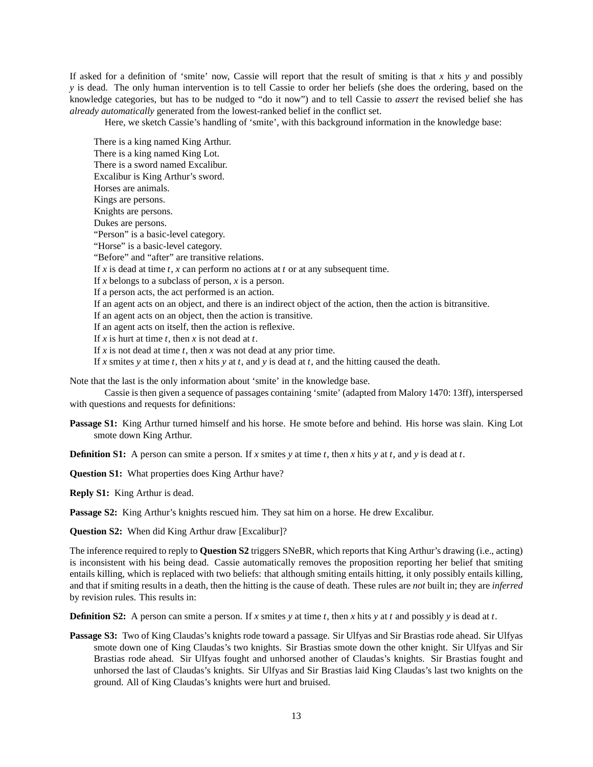If asked for a definition of ‘smite’ now, Cassie will report that the result of smiting is that $x$ hits $y$ and possibly $y$ is dead. The only human intervention is to tell Cassie to order her beliefs (she does the ordering, based on the knowledge categories, but has to be nudged to “do it now”) and to tell Cassie to *assert* the revised belief she has *already automatically* generated from the lowest-ranked belief in the conflict set.

Here, we sketch Cassie’s handling of ‘smite’, with this background information in the knowledge base:

> There is a king named King Arthur.
> There is a king named King Lot.
> There is a sword named Excalibur.
> Excalibur is King Arthur’s sword.
> Horses are animals.
> Kings are persons.
> Knights are persons.
> Dukes are persons.
> “Person” is a basic-level category.
> “Horse” is a basic-level category.
> “Before” and “after” are transitive relations.
> If $x$ is dead at time $t$, $x$ can perform no actions at $t$ or at any subsequent time.
> If $x$ belongs to a subclass of person, $x$ is a person.
> If a person acts, the act performed is an action.
> If an agent acts on an object, and there is an indirect object of the action, then the action is bitransitive.
> If an agent acts on an object, then the action is transitive.
> If an agent acts on itself, then the action is reflexive.
> If $x$ is hurt at time $t$, then $x$ is not dead at $t$.
> If $x$ is not dead at time $t$, then $x$ was not dead at any prior time.
> If $x$ smites $y$ at time $t$, then $x$ hits $y$ at $t$, and $y$ is dead at $t$, and the hitting caused the death.

Note that the last is the only information about ‘smite’ in the knowledge base.

Cassie is then given a sequence of passages containing ‘smite’ (adapted from Malory 1470: 13ff), interspersed with questions and requests for definitions:

**Passage S1:** King Arthur turned himself and his horse. He smote before and behind. His horse was slain. King Lot smote down King Arthur.

**Definition S1:** A person can smite a person. If $x$ smites $y$ at time $t$, then $x$ hits $y$ at $t$, and $y$ is dead at $t$.

**Question S1:** What properties does King Arthur have?

**Reply S1:** King Arthur is dead.

**Passage S2:** King Arthur’s knights rescued him. They sat him on a horse. He drew Excalibur.

**Question S2:** When did King Arthur draw [Excalibur]?

The inference required to reply to **Question S2** triggers SNeBR, which reports that King Arthur’s drawing (i.e., acting) is inconsistent with his being dead. Cassie automatically removes the proposition reporting her belief that smiting entails killing, which is replaced with two beliefs: that although smiting entails hitting, it only possibly entails killing, and that if smiting results in a death, then the hitting is the cause of death. These rules are *not* built in; they are *inferred* by revision rules. This results in:

**Definition S2:** A person can smite a person. If $x$ smites $y$ at time $t$, then $x$ hits $y$ at $t$ and possibly $y$ is dead at $t$.

**Passage S3:** Two of King Claudas’s knights rode toward a passage. Sir Ulfyas and Sir Brastias rode ahead. Sir Ulfyas smote down one of King Claudas’s two knights. Sir Brastias smote down the other knight. Sir Ulfyas and Sir Brastias rode ahead. Sir Ulfyas fought and unhorsed another of Claudas’s knights. Sir Brastias fought and unhorsed the last of Claudas’s knights. Sir Ulfyas and Sir Brastias laid King Claudas’s last two knights on the ground. All of King Claudas’s knights were hurt and bruised.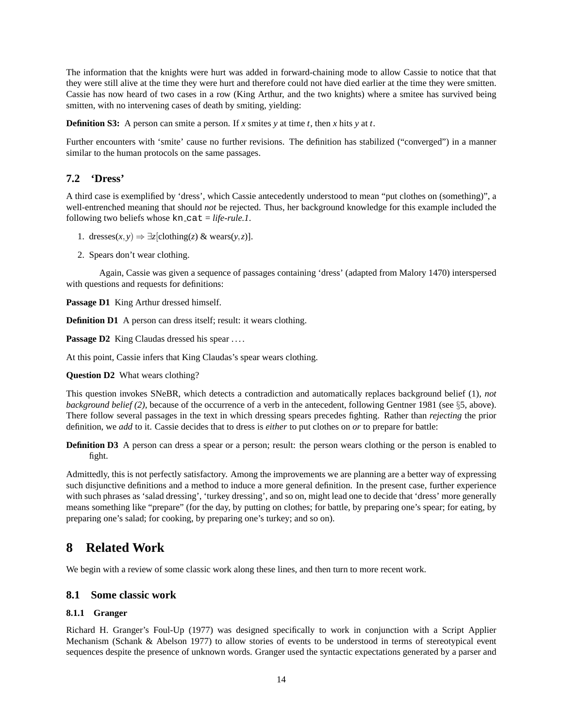The information that the knights were hurt was added in forward-chaining mode to allow Cassie to notice that that they were still alive at the time they were hurt and therefore could not have died earlier at the time they were smitten. Cassie has now heard of two cases in a row (King Arthur, and the two knights) where a smitee has survived being smitten, with no intervening cases of death by smiting, yielding:

**Definition S3:** A person can smite a person. If $x$ smites $y$ at time $t$, then $x$ hits $y$ at $t$.

Further encounters with 'smite' cause no further revisions. The definition has stabilized ("converged") in a manner similar to the human protocols on the same passages.

### 7.2 'Dress'

A third case is exemplified by 'dress', which Cassie antecedently understood to mean "put clothes on (something)", a well-entrenched meaning that should *not* be rejected. Thus, her background knowledge for this example included the following two beliefs whose `kn_cat` = *life-rule.1*.

1. $\text{dresses}(x,y) \Rightarrow \exists z[\text{clothing}(z) \;\&\; \text{wears}(y,z)]$.
2. Spears don't wear clothing.

Again, Cassie was given a sequence of passages containing 'dress' (adapted from Malory 1470) interspersed with questions and requests for definitions:

**Passage D1** King Arthur dressed himself.

**Definition D1** A person can dress itself; result: it wears clothing.

**Passage D2** King Claudas dressed his spear ....

At this point, Cassie infers that King Claudas's spear wears clothing.

**Question D2** What wears clothing?

This question invokes SNeBR, which detects a contradiction and automatically replaces background belief (1), *not background belief (2)*, because of the occurrence of a verb in the antecedent, following Gentner 1981 (see §5, above). There follow several passages in the text in which dressing spears precedes fighting. Rather than *rejecting* the prior definition, we *add* to it. Cassie decides that to dress is *either* to put clothes on *or* to prepare for battle:

**Definition D3** A person can dress a spear or a person; result: the person wears clothing or the person is enabled to fight.

Admittedly, this is not perfectly satisfactory. Among the improvements we are planning are a better way of expressing such disjunctive definitions and a method to induce a more general definition. In the present case, further experience with such phrases as 'salad dressing', 'turkey dressing', and so on, might lead one to decide that 'dress' more generally means something like "prepare" (for the day, by putting on clothes; for battle, by preparing one's spear; for eating, by preparing one's salad; for cooking, by preparing one's turkey; and so on).

## 8 Related Work

We begin with a review of some classic work along these lines, and then turn to more recent work.

### 8.1 Some classic work

#### 8.1.1 Granger

Richard H. Granger's Foul-Up (1977) was designed specifically to work in conjunction with a Script Applier Mechanism (Schank & Abelson 1977) to allow stories of events to be understood in terms of stereotypical event sequences despite the presence of unknown words. Granger used the syntactic expectations generated by a parser and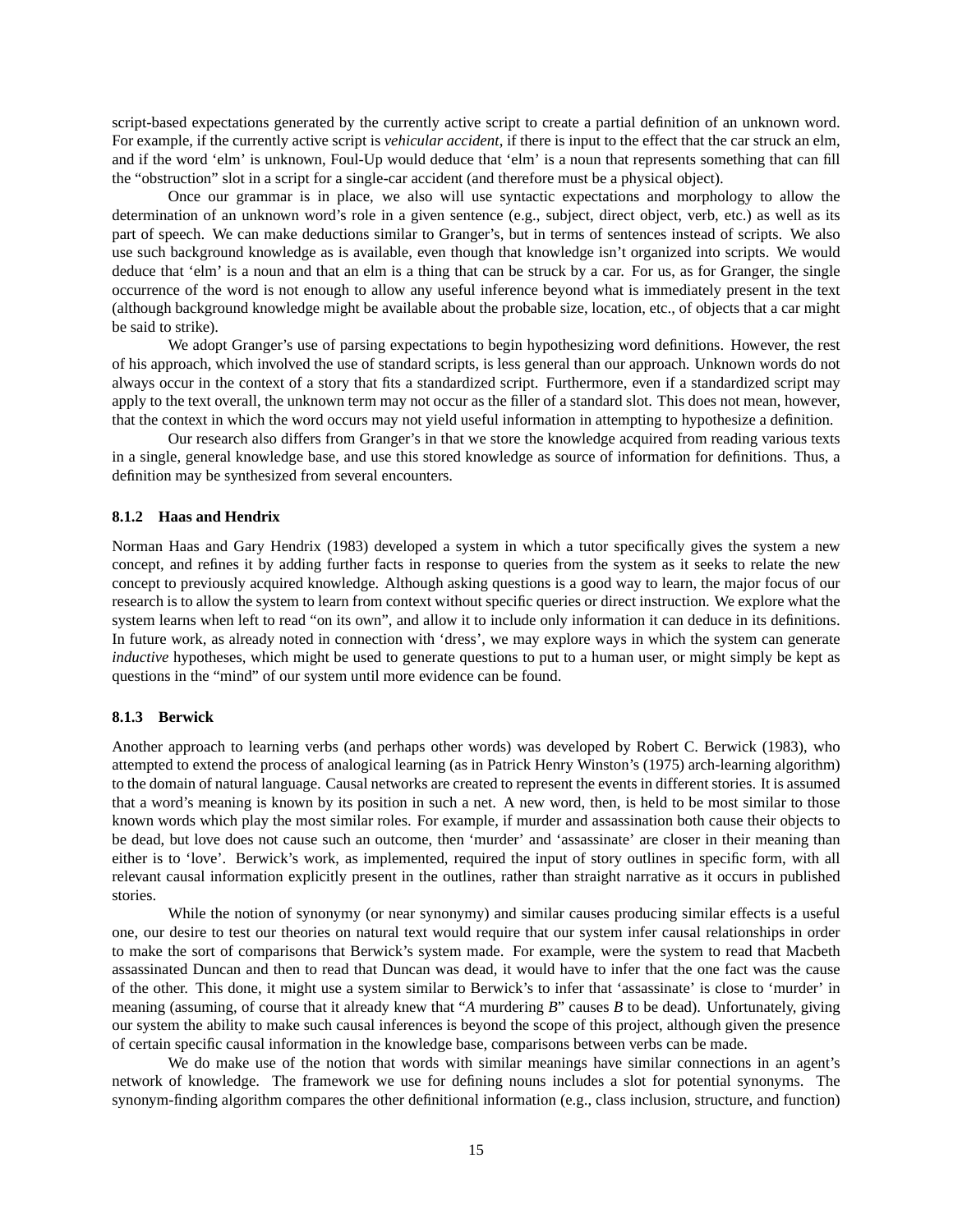script-based expectations generated by the currently active script to create a partial definition of an unknown word. For example, if the currently active script is *vehicular accident*, if there is input to the effect that the car struck an elm, and if the word ‘elm’ is unknown, Foul-Up would deduce that ‘elm’ is a noun that represents something that can fill the “obstruction” slot in a script for a single-car accident (and therefore must be a physical object).

Once our grammar is in place, we also will use syntactic expectations and morphology to allow the determination of an unknown word’s role in a given sentence (e.g., subject, direct object, verb, etc.) as well as its part of speech. We can make deductions similar to Granger’s, but in terms of sentences instead of scripts. We also use such background knowledge as is available, even though that knowledge isn’t organized into scripts. We would deduce that ‘elm’ is a noun and that an elm is a thing that can be struck by a car. For us, as for Granger, the single occurrence of the word is not enough to allow any useful inference beyond what is immediately present in the text (although background knowledge might be available about the probable size, location, etc., of objects that a car might be said to strike).

We adopt Granger’s use of parsing expectations to begin hypothesizing word definitions. However, the rest of his approach, which involved the use of standard scripts, is less general than our approach. Unknown words do not always occur in the context of a story that fits a standardized script. Furthermore, even if a standardized script may apply to the text overall, the unknown term may not occur as the filler of a standard slot. This does not mean, however, that the context in which the word occurs may not yield useful information in attempting to hypothesize a definition.

Our research also differs from Granger’s in that we store the knowledge acquired from reading various texts in a single, general knowledge base, and use this stored knowledge as source of information for definitions. Thus, a definition may be synthesized from several encounters.

### 8.1.2 Haas and Hendrix

Norman Haas and Gary Hendrix (1983) developed a system in which a tutor specifically gives the system a new concept, and refines it by adding further facts in response to queries from the system as it seeks to relate the new concept to previously acquired knowledge. Although asking questions is a good way to learn, the major focus of our research is to allow the system to learn from context without specific queries or direct instruction. We explore what the system learns when left to read “on its own”, and allow it to include only information it can deduce in its definitions. In future work, as already noted in connection with ‘dress’, we may explore ways in which the system can generate *inductive* hypotheses, which might be used to generate questions to put to a human user, or might simply be kept as questions in the “mind” of our system until more evidence can be found.

### 8.1.3 Berwick

Another approach to learning verbs (and perhaps other words) was developed by Robert C. Berwick (1983), who attempted to extend the process of analogical learning (as in Patrick Henry Winston’s (1975) arch-learning algorithm) to the domain of natural language. Causal networks are created to represent the events in different stories. It is assumed that a word’s meaning is known by its position in such a net. A new word, then, is held to be most similar to those known words which play the most similar roles. For example, if murder and assassination both cause their objects to be dead, but love does not cause such an outcome, then ‘murder’ and ‘assassinate’ are closer in their meaning than either is to ‘love’. Berwick’s work, as implemented, required the input of story outlines in specific form, with all relevant causal information explicitly present in the outlines, rather than straight narrative as it occurs in published stories.

While the notion of synonymy (or near synonymy) and similar causes producing similar effects is a useful one, our desire to test our theories on natural text would require that our system infer causal relationships in order to make the sort of comparisons that Berwick’s system made. For example, were the system to read that Macbeth assassinated Duncan and then to read that Duncan was dead, it would have to infer that the one fact was the cause of the other. This done, it might use a system similar to Berwick’s to infer that ‘assassinate’ is close to ‘murder’ in meaning (assuming, of course that it already knew that “*A* murdering *B*” causes *B* to be dead). Unfortunately, giving our system the ability to make such causal inferences is beyond the scope of this project, although given the presence of certain specific causal information in the knowledge base, comparisons between verbs can be made.

We do make use of the notion that words with similar meanings have similar connections in an agent’s network of knowledge. The framework we use for defining nouns includes a slot for potential synonyms. The synonym-finding algorithm compares the other definitional information (e.g., class inclusion, structure, and function)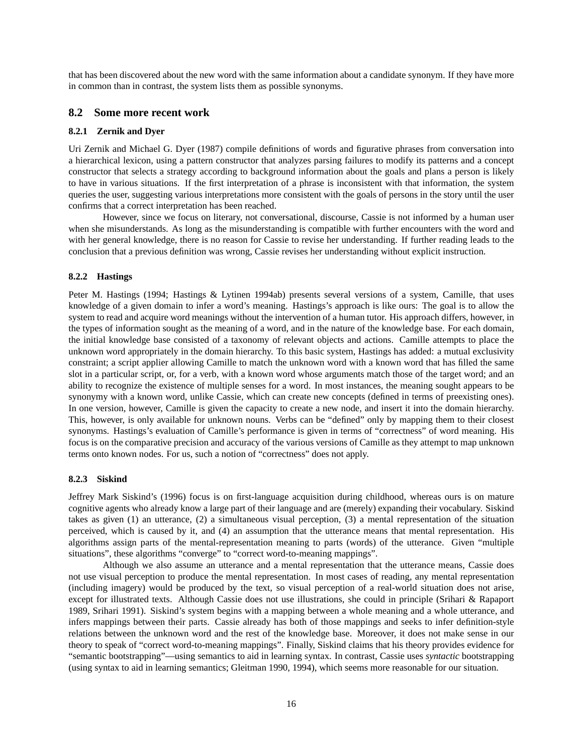that has been discovered about the new word with the same information about a candidate synonym. If they have more in common than in contrast, the system lists them as possible synonyms.

## 8.2 Some more recent work

### 8.2.1 Zernik and Dyer

Uri Zernik and Michael G. Dyer (1987) compile definitions of words and figurative phrases from conversation into a hierarchical lexicon, using a pattern constructor that analyzes parsing failures to modify its patterns and a concept constructor that selects a strategy according to background information about the goals and plans a person is likely to have in various situations. If the first interpretation of a phrase is inconsistent with that information, the system queries the user, suggesting various interpretations more consistent with the goals of persons in the story until the user confirms that a correct interpretation has been reached.

However, since we focus on literary, not conversational, discourse, Cassie is not informed by a human user when she misunderstands. As long as the misunderstanding is compatible with further encounters with the word and with her general knowledge, there is no reason for Cassie to revise her understanding. If further reading leads to the conclusion that a previous definition was wrong, Cassie revises her understanding without explicit instruction.

### 8.2.2 Hastings

Peter M. Hastings (1994; Hastings & Lytinen 1994ab) presents several versions of a system, Camille, that uses knowledge of a given domain to infer a word's meaning. Hastings's approach is like ours: The goal is to allow the system to read and acquire word meanings without the intervention of a human tutor. His approach differs, however, in the types of information sought as the meaning of a word, and in the nature of the knowledge base. For each domain, the initial knowledge base consisted of a taxonomy of relevant objects and actions. Camille attempts to place the unknown word appropriately in the domain hierarchy. To this basic system, Hastings has added: a mutual exclusivity constraint; a script applier allowing Camille to match the unknown word with a known word that has filled the same slot in a particular script, or, for a verb, with a known word whose arguments match those of the target word; and an ability to recognize the existence of multiple senses for a word. In most instances, the meaning sought appears to be synonymy with a known word, unlike Cassie, which can create new concepts (defined in terms of preexisting ones). In one version, however, Camille is given the capacity to create a new node, and insert it into the domain hierarchy. This, however, is only available for unknown nouns. Verbs can be "defined" only by mapping them to their closest synonyms. Hastings's evaluation of Camille's performance is given in terms of "correctness" of word meaning. His focus is on the comparative precision and accuracy of the various versions of Camille as they attempt to map unknown terms onto known nodes. For us, such a notion of "correctness" does not apply.

### 8.2.3 Siskind

Jeffrey Mark Siskind's (1996) focus is on first-language acquisition during childhood, whereas ours is on mature cognitive agents who already know a large part of their language and are (merely) expanding their vocabulary. Siskind takes as given (1) an utterance, (2) a simultaneous visual perception, (3) a mental representation of the situation perceived, which is caused by it, and (4) an assumption that the utterance means that mental representation. His algorithms assign parts of the mental-representation meaning to parts (words) of the utterance. Given "multiple situations", these algorithms "converge" to "correct word-to-meaning mappings".

Although we also assume an utterance and a mental representation that the utterance means, Cassie does not use visual perception to produce the mental representation. In most cases of reading, any mental representation (including imagery) would be produced by the text, so visual perception of a real-world situation does not arise, except for illustrated texts. Although Cassie does not use illustrations, she could in principle (Srihari & Rapaport 1989, Srihari 1991). Siskind's system begins with a mapping between a whole meaning and a whole utterance, and infers mappings between their parts. Cassie already has both of those mappings and seeks to infer definition-style relations between the unknown word and the rest of the knowledge base. Moreover, it does not make sense in our theory to speak of "correct word-to-meaning mappings". Finally, Siskind claims that his theory provides evidence for "semantic bootstrapping"—using semantics to aid in learning syntax. In contrast, Cassie uses *syntactic* bootstrapping (using syntax to aid in learning semantics; Gleitman 1990, 1994), which seems more reasonable for our situation.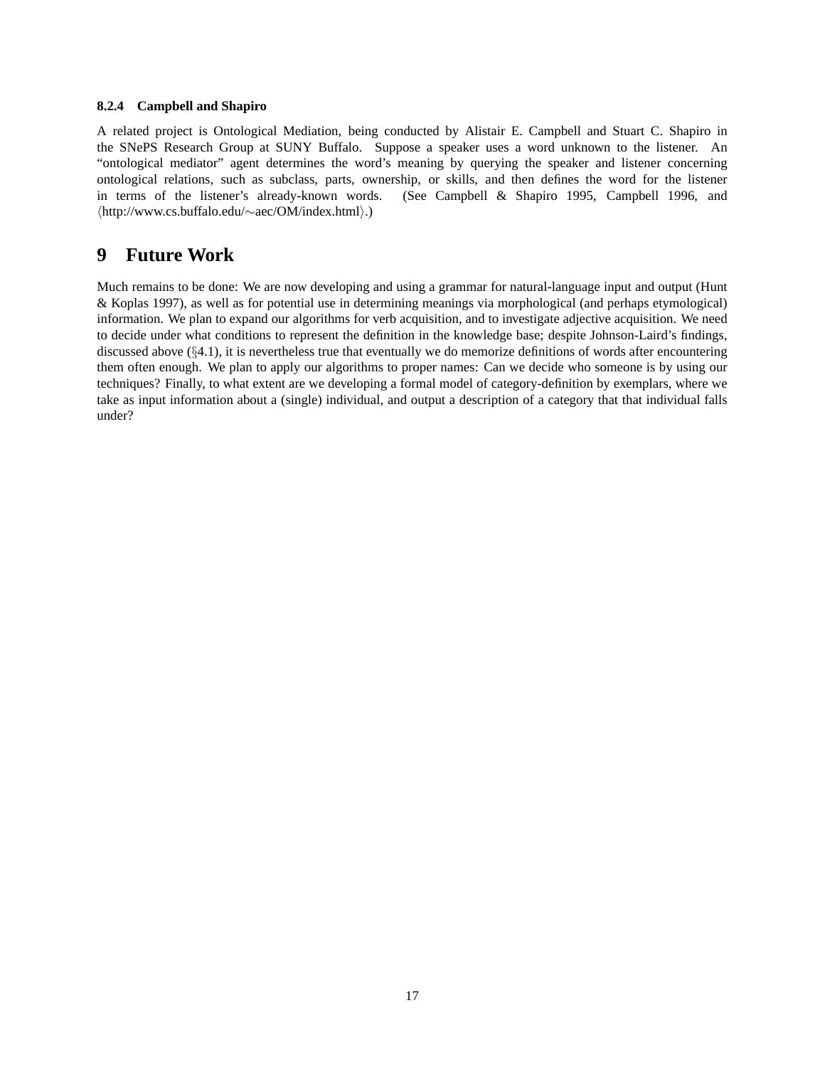#### 8.2.4 Campbell and Shapiro

A related project is Ontological Mediation, being conducted by Alistair E. Campbell and Stuart C. Shapiro in the SNePS Research Group at SUNY Buffalo. Suppose a speaker uses a word unknown to the listener. An "ontological mediator" agent determines the word's meaning by querying the speaker and listener concerning ontological relations, such as subclass, parts, ownership, or skills, and then defines the word for the listener in terms of the listener's already-known words. (See Campbell & Shapiro 1995, Campbell 1996, and ⟨http://www.cs.buffalo.edu/∼aec/OM/index.html⟩.)

## 9 Future Work

Much remains to be done: We are now developing and using a grammar for natural-language input and output (Hunt & Koplas 1997), as well as for potential use in determining meanings via morphological (and perhaps etymological) information. We plan to expand our algorithms for verb acquisition, and to investigate adjective acquisition. We need to decide under what conditions to represent the definition in the knowledge base; despite Johnson-Laird's findings, discussed above (§4.1), it is nevertheless true that eventually we do memorize definitions of words after encountering them often enough. We plan to apply our algorithms to proper names: Can we decide who someone is by using our techniques? Finally, to what extent are we developing a formal model of category-definition by exemplars, where we take as input information about a (single) individual, and output a description of a category that that individual falls under?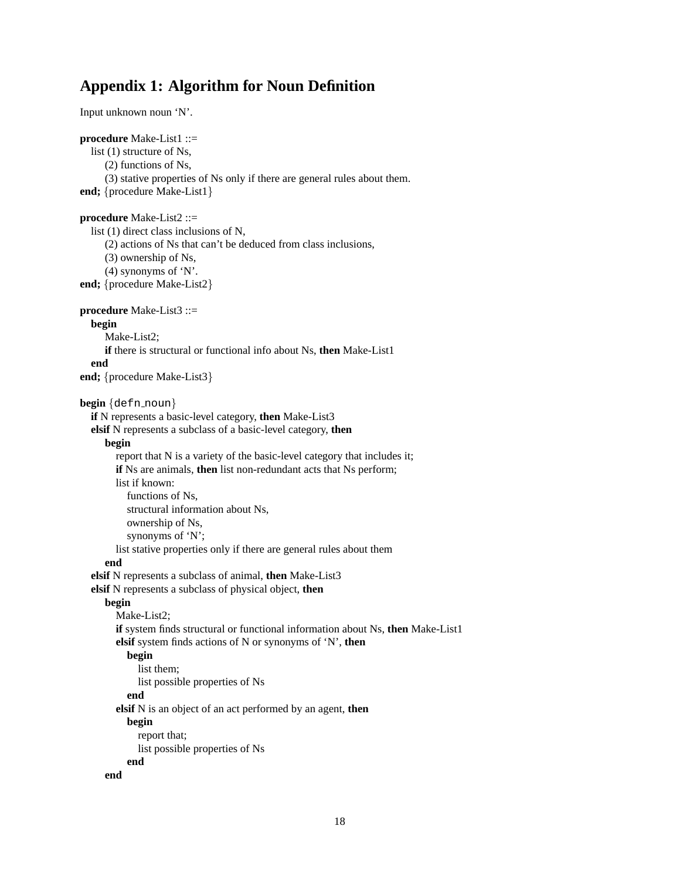## Appendix 1: Algorithm for Noun Definition

Input unknown noun 'N'.

```
procedure Make-List1 ::=
   list (1) structure of Ns,
        (2) functions of Ns,
        (3) stative properties of Ns only if there are general rules about them.
end; {procedure Make-List1}

procedure Make-List2 ::=
   list (1) direct class inclusions of N,
        (2) actions of Ns that can't be deduced from class inclusions,
        (3) ownership of Ns,
        (4) synonyms of 'N'.
end; {procedure Make-List2}

procedure Make-List3 ::=
   begin
      Make-List2;
      if there is structural or functional info about Ns, then Make-List1
   end
end; {procedure Make-List3}

begin {defn_noun}
   if N represents a basic-level category, then Make-List3
   elsif N represents a subclass of a basic-level category, then
      begin
         report that N is a variety of the basic-level category that includes it;
         if Ns are animals, then list non-redundant acts that Ns perform;
         list if known:
            functions of Ns,
            structural information about Ns,
            ownership of Ns,
            synonyms of 'N';
         list stative properties only if there are general rules about them
      end
   elsif N represents a subclass of animal, then Make-List3
   elsif N represents a subclass of physical object, then
      begin
         Make-List2;
         if system finds structural or functional information about Ns, then Make-List1
         elsif system finds actions of N or synonyms of 'N', then
            begin
               list them;
               list possible properties of Ns
            end
         elsif N is an object of an act performed by an agent, then
            begin
               report that;
               list possible properties of Ns
            end
      end
```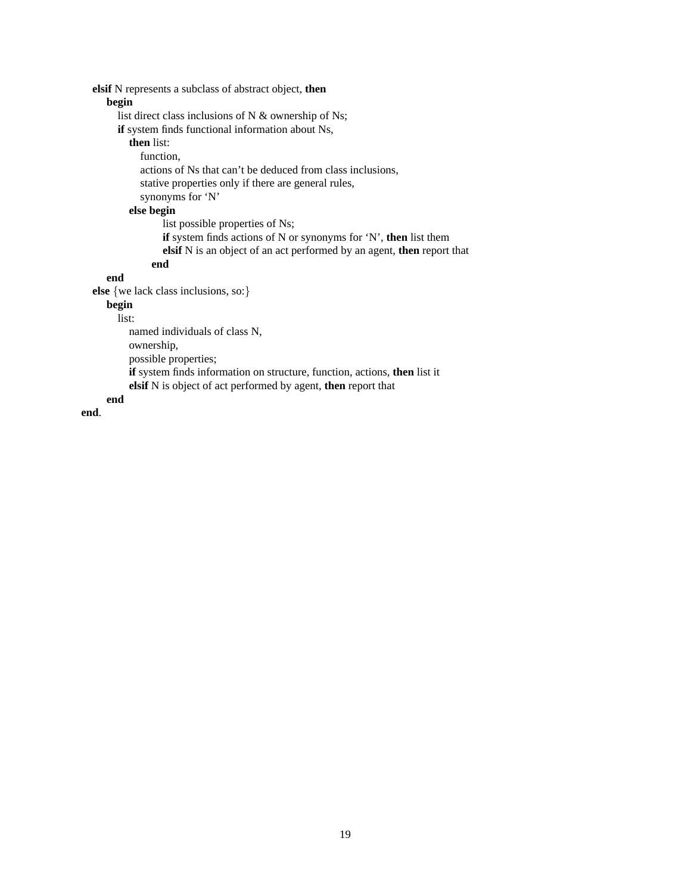```
    elsif N represents a subclass of abstract object, then
        begin
            list direct class inclusions of N & ownership of Ns;
            if system finds functional information about Ns,
                then list:
                    function,
                    actions of Ns that can't be deduced from class inclusions,
                    stative properties only if there are general rules,
                    synonyms for 'N'
                else begin
                        list possible properties of Ns;
                        if system finds actions of N or synonyms for 'N', then list them
                        elsif N is an object of an act performed by an agent, then report that
                    end
        end
    else {we lack class inclusions, so:}
        begin
            list:
                named individuals of class N,
                ownership,
                possible properties;
                if system finds information on structure, function, actions, then list it
                elsif N is object of act performed by agent, then report that
        end
end.
```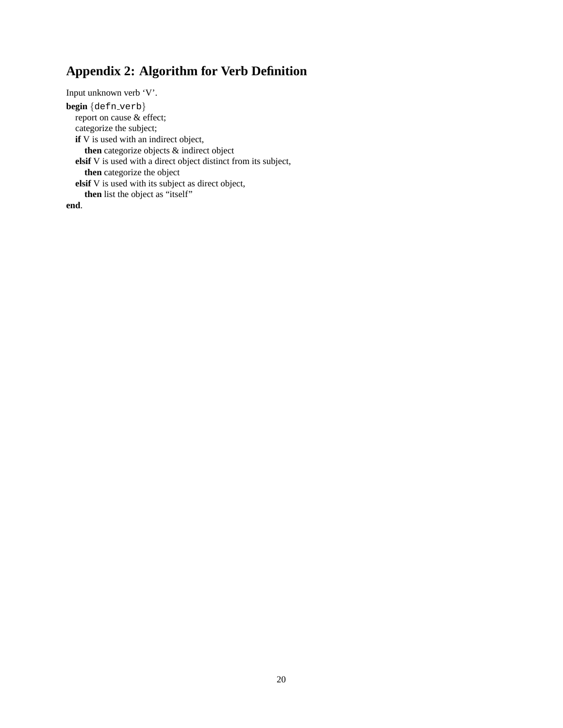## Appendix 2: Algorithm for Verb Definition

Input unknown verb 'V'.

```
begin {defn_verb}
   report on cause & effect;
   categorize the subject;
   if V is used with an indirect object,
      then categorize objects & indirect object
   elsif V is used with a direct object distinct from its subject,
      then categorize the object
   elsif V is used with its subject as direct object,
      then list the object as "itself"
end.
```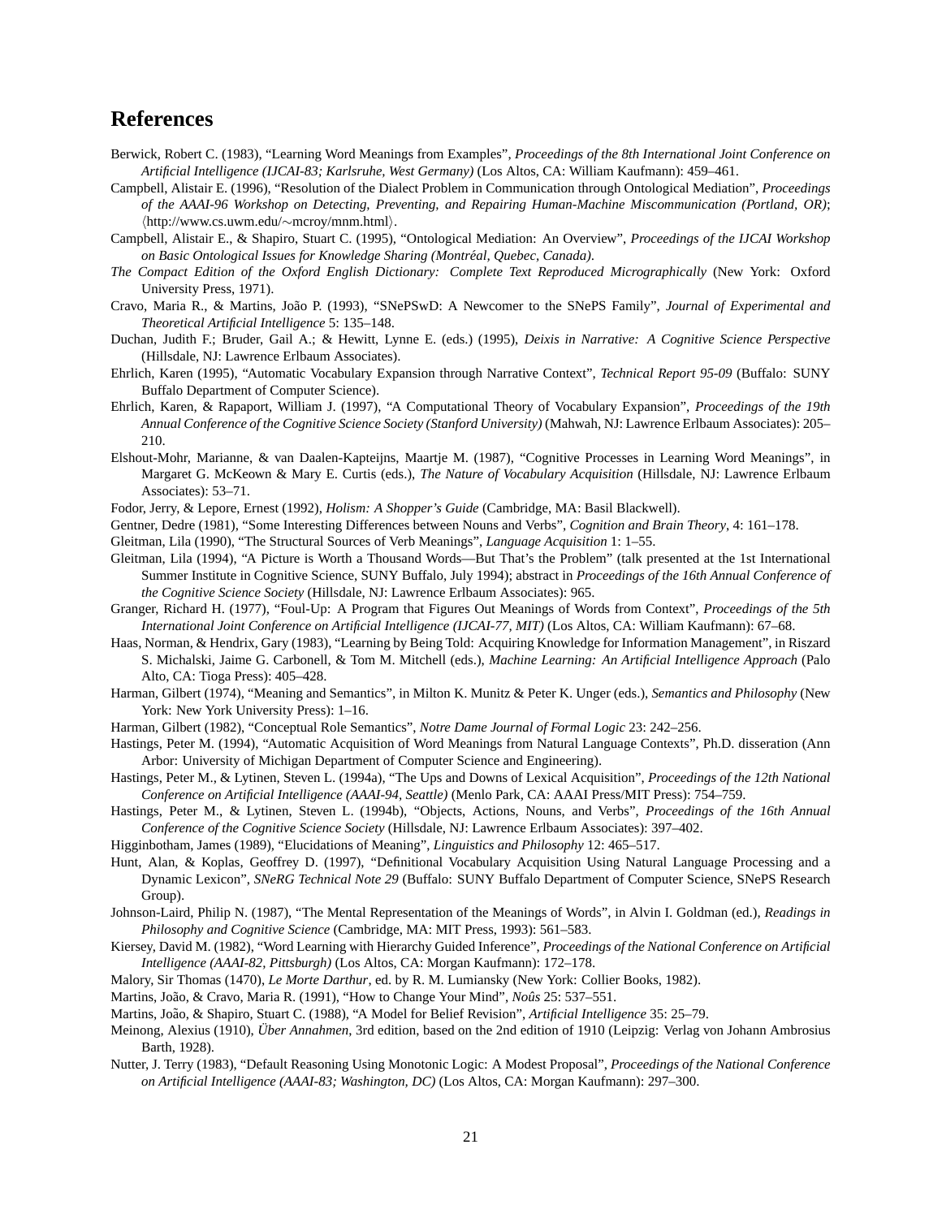## References

Berwick, Robert C. (1983), "Learning Word Meanings from Examples", *Proceedings of the 8th International Joint Conference on Artificial Intelligence (IJCAI-83; Karlsruhe, West Germany)* (Los Altos, CA: William Kaufmann): 459–461.

Campbell, Alistair E. (1996), "Resolution of the Dialect Problem in Communication through Ontological Mediation", *Proceedings of the AAAI-96 Workshop on Detecting, Preventing, and Repairing Human-Machine Miscommunication (Portland, OR)*; ⟨http://www.cs.uwm.edu/∼mcroy/mnm.html⟩.

Campbell, Alistair E., & Shapiro, Stuart C. (1995), "Ontological Mediation: An Overview", *Proceedings of the IJCAI Workshop on Basic Ontological Issues for Knowledge Sharing (Montréal, Quebec, Canada)*.

*The Compact Edition of the Oxford English Dictionary: Complete Text Reproduced Micrographically* (New York: Oxford University Press, 1971).

Cravo, Maria R., & Martins, João P. (1993), "SNePSwD: A Newcomer to the SNePS Family", *Journal of Experimental and Theoretical Artificial Intelligence* 5: 135–148.

Duchan, Judith F.; Bruder, Gail A.; & Hewitt, Lynne E. (eds.) (1995), *Deixis in Narrative: A Cognitive Science Perspective* (Hillsdale, NJ: Lawrence Erlbaum Associates).

Ehrlich, Karen (1995), "Automatic Vocabulary Expansion through Narrative Context", *Technical Report 95-09* (Buffalo: SUNY Buffalo Department of Computer Science).

Ehrlich, Karen, & Rapaport, William J. (1997), "A Computational Theory of Vocabulary Expansion", *Proceedings of the 19th Annual Conference of the Cognitive Science Society (Stanford University)* (Mahwah, NJ: Lawrence Erlbaum Associates): 205–210.

Elshout-Mohr, Marianne, & van Daalen-Kapteijns, Maartje M. (1987), "Cognitive Processes in Learning Word Meanings", in Margaret G. McKeown & Mary E. Curtis (eds.), *The Nature of Vocabulary Acquisition* (Hillsdale, NJ: Lawrence Erlbaum Associates): 53–71.

Fodor, Jerry, & Lepore, Ernest (1992), *Holism: A Shopper's Guide* (Cambridge, MA: Basil Blackwell).

Gentner, Dedre (1981), "Some Interesting Differences between Nouns and Verbs", *Cognition and Brain Theory*, 4: 161–178.

Gleitman, Lila (1990), "The Structural Sources of Verb Meanings", *Language Acquisition* 1: 1–55.

Gleitman, Lila (1994), "A Picture is Worth a Thousand Words—But That's the Problem" (talk presented at the 1st International Summer Institute in Cognitive Science, SUNY Buffalo, July 1994); abstract in *Proceedings of the 16th Annual Conference of the Cognitive Science Society* (Hillsdale, NJ: Lawrence Erlbaum Associates): 965.

Granger, Richard H. (1977), "Foul-Up: A Program that Figures Out Meanings of Words from Context", *Proceedings of the 5th International Joint Conference on Artificial Intelligence (IJCAI-77, MIT)* (Los Altos, CA: William Kaufmann): 67–68.

Haas, Norman, & Hendrix, Gary (1983), "Learning by Being Told: Acquiring Knowledge for Information Management", in Riszard S. Michalski, Jaime G. Carbonell, & Tom M. Mitchell (eds.), *Machine Learning: An Artificial Intelligence Approach* (Palo Alto, CA: Tioga Press): 405–428.

Harman, Gilbert (1974), "Meaning and Semantics", in Milton K. Munitz & Peter K. Unger (eds.), *Semantics and Philosophy* (New York: New York University Press): 1–16.

Harman, Gilbert (1982), "Conceptual Role Semantics", *Notre Dame Journal of Formal Logic* 23: 242–256.

Hastings, Peter M. (1994), "Automatic Acquisition of Word Meanings from Natural Language Contexts", Ph.D. disseration (Ann Arbor: University of Michigan Department of Computer Science and Engineering).

Hastings, Peter M., & Lytinen, Steven L. (1994a), "The Ups and Downs of Lexical Acquisition", *Proceedings of the 12th National Conference on Artificial Intelligence (AAAI-94, Seattle)* (Menlo Park, CA: AAAI Press/MIT Press): 754–759.

Hastings, Peter M., & Lytinen, Steven L. (1994b), "Objects, Actions, Nouns, and Verbs", *Proceedings of the 16th Annual Conference of the Cognitive Science Society* (Hillsdale, NJ: Lawrence Erlbaum Associates): 397–402.

Higginbotham, James (1989), "Elucidations of Meaning", *Linguistics and Philosophy* 12: 465–517.

Hunt, Alan, & Koplas, Geoffrey D. (1997), "Definitional Vocabulary Acquisition Using Natural Language Processing and a Dynamic Lexicon", *SNeRG Technical Note 29* (Buffalo: SUNY Buffalo Department of Computer Science, SNePS Research Group).

Johnson-Laird, Philip N. (1987), "The Mental Representation of the Meanings of Words", in Alvin I. Goldman (ed.), *Readings in Philosophy and Cognitive Science* (Cambridge, MA: MIT Press, 1993): 561–583.

Kiersey, David M. (1982), "Word Learning with Hierarchy Guided Inference", *Proceedings of the National Conference on Artificial Intelligence (AAAI-82, Pittsburgh)* (Los Altos, CA: Morgan Kaufmann): 172–178.

Malory, Sir Thomas (1470), *Le Morte Darthur*, ed. by R. M. Lumiansky (New York: Collier Books, 1982).

Martins, João, & Cravo, Maria R. (1991), "How to Change Your Mind", *Noûs* 25: 537–551.

Martins, João, & Shapiro, Stuart C. (1988), "A Model for Belief Revision", *Artificial Intelligence* 35: 25–79.

Meinong, Alexius (1910), *Über Annahmen*, 3rd edition, based on the 2nd edition of 1910 (Leipzig: Verlag von Johann Ambrosius Barth, 1928).

Nutter, J. Terry (1983), "Default Reasoning Using Monotonic Logic: A Modest Proposal", *Proceedings of the National Conference on Artificial Intelligence (AAAI-83; Washington, DC)* (Los Altos, CA: Morgan Kaufmann): 297–300.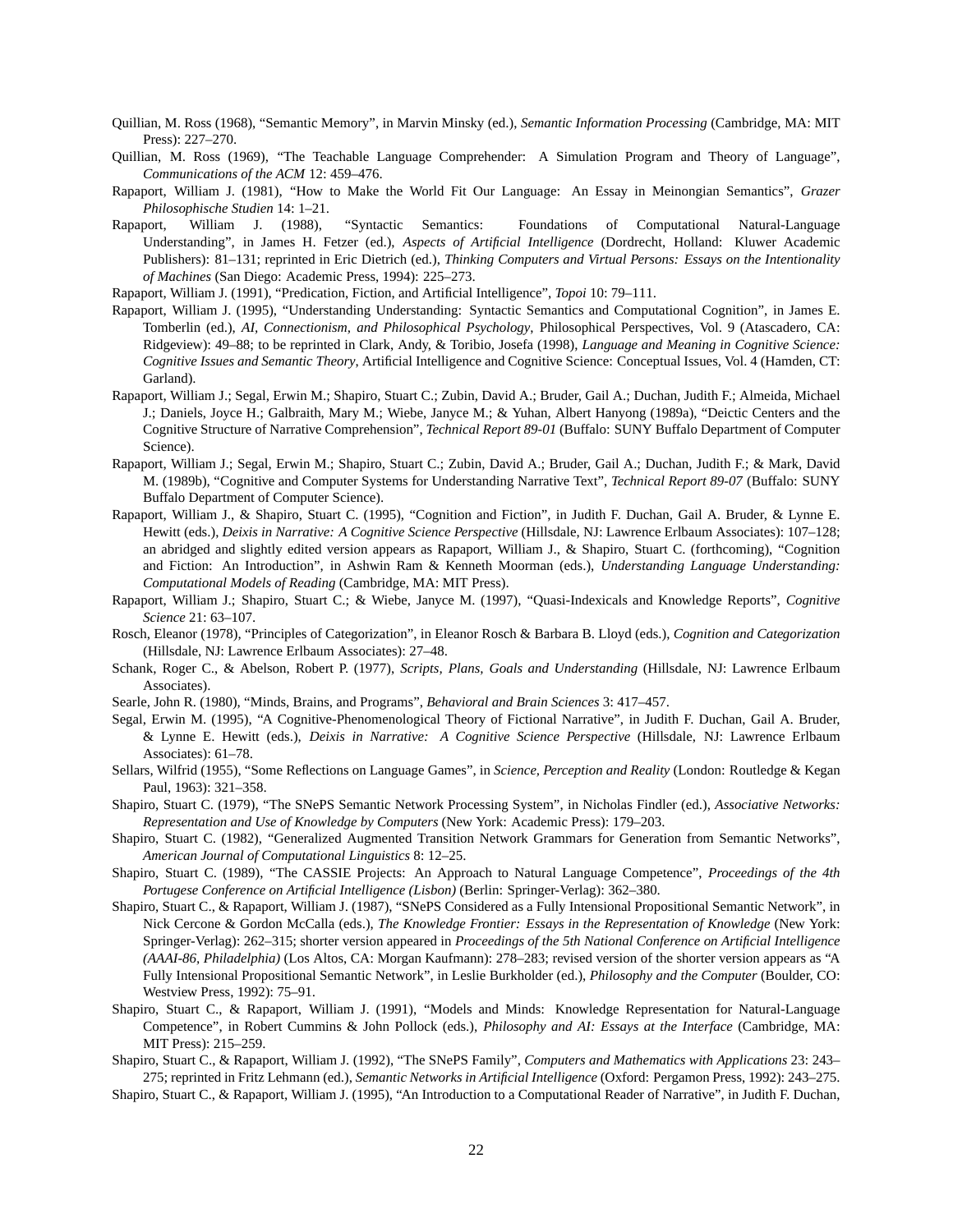Quillian, M. Ross (1968), "Semantic Memory", in Marvin Minsky (ed.), *Semantic Information Processing* (Cambridge, MA: MIT Press): 227–270.

Quillian, M. Ross (1969), "The Teachable Language Comprehender: A Simulation Program and Theory of Language", *Communications of the ACM* 12: 459–476.

Rapaport, William J. (1981), "How to Make the World Fit Our Language: An Essay in Meinongian Semantics", *Grazer Philosophische Studien* 14: 1–21.

Rapaport, William J. (1988), "Syntactic Semantics: Foundations of Computational Natural-Language Understanding", in James H. Fetzer (ed.), *Aspects of Artificial Intelligence* (Dordrecht, Holland: Kluwer Academic Publishers): 81–131; reprinted in Eric Dietrich (ed.), *Thinking Computers and Virtual Persons: Essays on the Intentionality of Machines* (San Diego: Academic Press, 1994): 225–273.

Rapaport, William J. (1991), "Predication, Fiction, and Artificial Intelligence", *Topoi* 10: 79–111.

Rapaport, William J. (1995), "Understanding Understanding: Syntactic Semantics and Computational Cognition", in James E. Tomberlin (ed.), *AI, Connectionism, and Philosophical Psychology*, Philosophical Perspectives, Vol. 9 (Atascadero, CA: Ridgeview): 49–88; to be reprinted in Clark, Andy, & Toribio, Josefa (1998), *Language and Meaning in Cognitive Science: Cognitive Issues and Semantic Theory*, Artificial Intelligence and Cognitive Science: Conceptual Issues, Vol. 4 (Hamden, CT: Garland).

Rapaport, William J.; Segal, Erwin M.; Shapiro, Stuart C.; Zubin, David A.; Bruder, Gail A.; Duchan, Judith F.; Almeida, Michael J.; Daniels, Joyce H.; Galbraith, Mary M.; Wiebe, Janyce M.; & Yuhan, Albert Hanyong (1989a), "Deictic Centers and the Cognitive Structure of Narrative Comprehension", *Technical Report 89-01* (Buffalo: SUNY Buffalo Department of Computer Science).

Rapaport, William J.; Segal, Erwin M.; Shapiro, Stuart C.; Zubin, David A.; Bruder, Gail A.; Duchan, Judith F.; & Mark, David M. (1989b), "Cognitive and Computer Systems for Understanding Narrative Text", *Technical Report 89-07* (Buffalo: SUNY Buffalo Department of Computer Science).

Rapaport, William J., & Shapiro, Stuart C. (1995), "Cognition and Fiction", in Judith F. Duchan, Gail A. Bruder, & Lynne E. Hewitt (eds.), *Deixis in Narrative: A Cognitive Science Perspective* (Hillsdale, NJ: Lawrence Erlbaum Associates): 107–128; an abridged and slightly edited version appears as Rapaport, William J., & Shapiro, Stuart C. (forthcoming), "Cognition and Fiction: An Introduction", in Ashwin Ram & Kenneth Moorman (eds.), *Understanding Language Understanding: Computational Models of Reading* (Cambridge, MA: MIT Press).

Rapaport, William J.; Shapiro, Stuart C.; & Wiebe, Janyce M. (1997), "Quasi-Indexicals and Knowledge Reports", *Cognitive Science* 21: 63–107.

Rosch, Eleanor (1978), "Principles of Categorization", in Eleanor Rosch & Barbara B. Lloyd (eds.), *Cognition and Categorization* (Hillsdale, NJ: Lawrence Erlbaum Associates): 27–48.

Schank, Roger C., & Abelson, Robert P. (1977), *Scripts, Plans, Goals and Understanding* (Hillsdale, NJ: Lawrence Erlbaum Associates).

Searle, John R. (1980), "Minds, Brains, and Programs", *Behavioral and Brain Sciences* 3: 417–457.

Segal, Erwin M. (1995), "A Cognitive-Phenomenological Theory of Fictional Narrative", in Judith F. Duchan, Gail A. Bruder, & Lynne E. Hewitt (eds.), *Deixis in Narrative: A Cognitive Science Perspective* (Hillsdale, NJ: Lawrence Erlbaum Associates): 61–78.

Sellars, Wilfrid (1955), "Some Reflections on Language Games", in *Science, Perception and Reality* (London: Routledge & Kegan Paul, 1963): 321–358.

Shapiro, Stuart C. (1979), "The SNePS Semantic Network Processing System", in Nicholas Findler (ed.), *Associative Networks: Representation and Use of Knowledge by Computers* (New York: Academic Press): 179–203.

Shapiro, Stuart C. (1982), "Generalized Augmented Transition Network Grammars for Generation from Semantic Networks", *American Journal of Computational Linguistics* 8: 12–25.

Shapiro, Stuart C. (1989), "The CASSIE Projects: An Approach to Natural Language Competence", *Proceedings of the 4th Portugese Conference on Artificial Intelligence (Lisbon)* (Berlin: Springer-Verlag): 362–380.

Shapiro, Stuart C., & Rapaport, William J. (1987), "SNePS Considered as a Fully Intensional Propositional Semantic Network", in Nick Cercone & Gordon McCalla (eds.), *The Knowledge Frontier: Essays in the Representation of Knowledge* (New York: Springer-Verlag): 262–315; shorter version appeared in *Proceedings of the 5th National Conference on Artificial Intelligence (AAAI-86, Philadelphia)* (Los Altos, CA: Morgan Kaufmann): 278–283; revised version of the shorter version appears as "A Fully Intensional Propositional Semantic Network", in Leslie Burkholder (ed.), *Philosophy and the Computer* (Boulder, CO: Westview Press, 1992): 75–91.

Shapiro, Stuart C., & Rapaport, William J. (1991), "Models and Minds: Knowledge Representation for Natural-Language Competence", in Robert Cummins & John Pollock (eds.), *Philosophy and AI: Essays at the Interface* (Cambridge, MA: MIT Press): 215–259.

Shapiro, Stuart C., & Rapaport, William J. (1992), "The SNePS Family", *Computers and Mathematics with Applications* 23: 243–275; reprinted in Fritz Lehmann (ed.), *Semantic Networks in Artificial Intelligence* (Oxford: Pergamon Press, 1992): 243–275.

Shapiro, Stuart C., & Rapaport, William J. (1995), "An Introduction to a Computational Reader of Narrative", in Judith F. Duchan,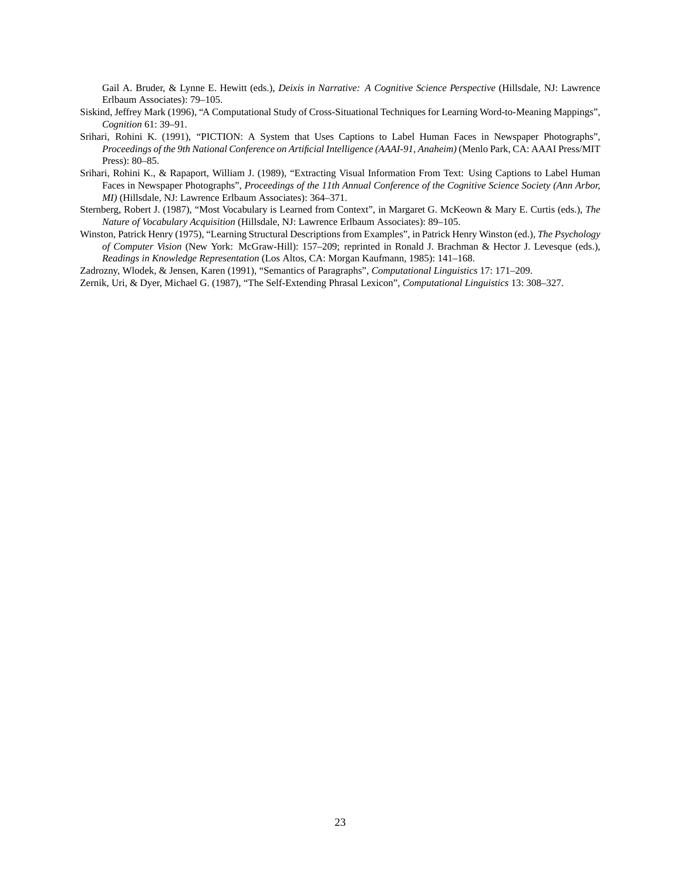Gail A. Bruder, & Lynne E. Hewitt (eds.), *Deixis in Narrative: A Cognitive Science Perspective* (Hillsdale, NJ: Lawrence Erlbaum Associates): 79–105.

Siskind, Jeffrey Mark (1996), "A Computational Study of Cross-Situational Techniques for Learning Word-to-Meaning Mappings", *Cognition* 61: 39–91.

Srihari, Rohini K. (1991), "PICTION: A System that Uses Captions to Label Human Faces in Newspaper Photographs", *Proceedings of the 9th National Conference on Artificial Intelligence (AAAI-91, Anaheim)* (Menlo Park, CA: AAAI Press/MIT Press): 80–85.

Srihari, Rohini K., & Rapaport, William J. (1989), "Extracting Visual Information From Text: Using Captions to Label Human Faces in Newspaper Photographs", *Proceedings of the 11th Annual Conference of the Cognitive Science Society (Ann Arbor, MI)* (Hillsdale, NJ: Lawrence Erlbaum Associates): 364–371.

Sternberg, Robert J. (1987), "Most Vocabulary is Learned from Context", in Margaret G. McKeown & Mary E. Curtis (eds.), *The Nature of Vocabulary Acquisition* (Hillsdale, NJ: Lawrence Erlbaum Associates): 89–105.

Winston, Patrick Henry (1975), "Learning Structural Descriptions from Examples", in Patrick Henry Winston (ed.), *The Psychology of Computer Vision* (New York: McGraw-Hill): 157–209; reprinted in Ronald J. Brachman & Hector J. Levesque (eds.), *Readings in Knowledge Representation* (Los Altos, CA: Morgan Kaufmann, 1985): 141–168.

Zadrozny, Wlodek, & Jensen, Karen (1991), "Semantics of Paragraphs", *Computational Linguistics* 17: 171–209.

Zernik, Uri, & Dyer, Michael G. (1987), "The Self-Extending Phrasal Lexicon", *Computational Linguistics* 13: 308–327.